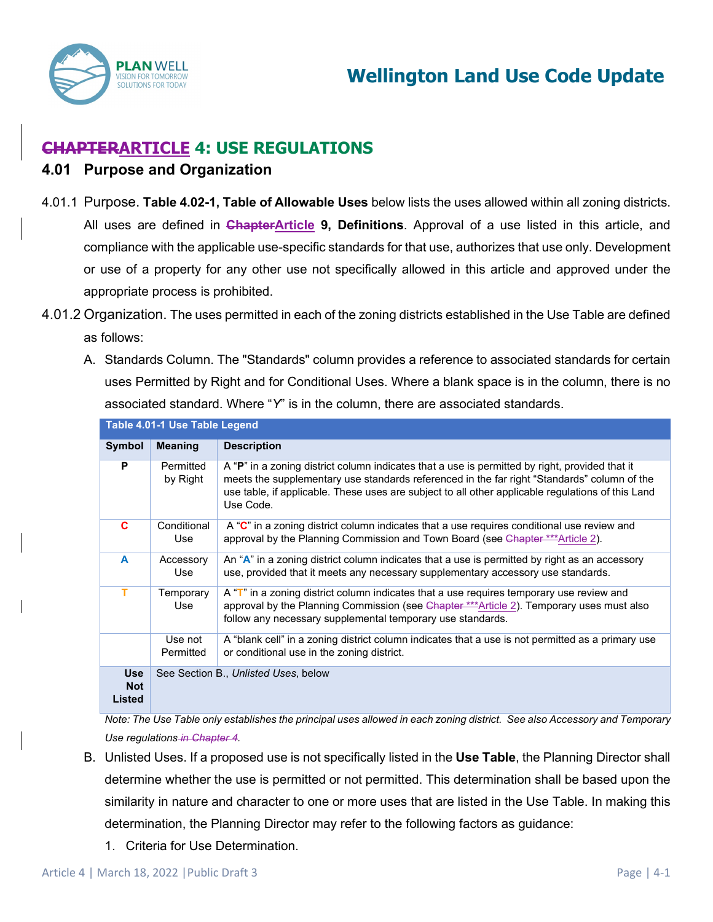# ~~CHAPTER~~ARTICLE 4: USE REGULATIONS

## 4.01 Purpose and Organization

4.01.1 Purpose. **Table 4.02-1, Table of Allowable Uses** below lists the uses allowed within all zoning districts. All uses are defined in **~~Chapter~~Article 9, Definitions**. Approval of a use listed in this article, and compliance with the applicable use-specific standards for that use, authorizes that use only. Development or use of a property for any other use not specifically allowed in this article and approved under the appropriate process is prohibited.

4.01.2 Organization. The uses permitted in each of the zoning districts established in the Use Table are defined as follows:

A. Standards Column. The "Standards" column provides a reference to associated standards for certain uses Permitted by Right and for Conditional Uses. Where a blank space is in the column, there is no associated standard. Where "*Y*" is in the column, there are associated standards.

**Table 4.01-1 Use Table Legend**

| Symbol | Meaning | Description |
|---|---|---|
| **P** | Permitted by Right | A "**P**" in a zoning district column indicates that a use is permitted by right, provided that it meets the supplementary use standards referenced in the far right "Standards" column of the use table, if applicable. These uses are subject to all other applicable regulations of this Land Use Code. |
| **C** | Conditional Use | A "**C**" in a zoning district column indicates that a use requires conditional use review and approval by the Planning Commission and Town Board (see ~~Chapter \*\*\*~~Article 2). |
| **A** | Accessory Use | An "**A**" in a zoning district column indicates that a use is permitted by right as an accessory use, provided that it meets any necessary supplementary accessory use standards. |
| **T** | Temporary Use | A "**T**" in a zoning district column indicates that a use requires temporary use review and approval by the Planning Commission (see ~~Chapter \*\*\*~~Article 2). Temporary uses must also follow any necessary supplemental temporary use standards. |
| | Use not Permitted | A "blank cell" in a zoning district column indicates that a use is not permitted as a primary use or conditional use in the zoning district. |
| **Use Not Listed** | See Section B., *Unlisted Uses*, below | |

*Note: The Use Table only establishes the principal uses allowed in each zoning district. See also Accessory and Temporary Use regulations ~~in Chapter 4~~.*

B. Unlisted Uses. If a proposed use is not specifically listed in the **Use Table**, the Planning Director shall determine whether the use is permitted or not permitted. This determination shall be based upon the similarity in nature and character to one or more uses that are listed in the Use Table. In making this determination, the Planning Director may refer to the following factors as guidance:

1. Criteria for Use Determination.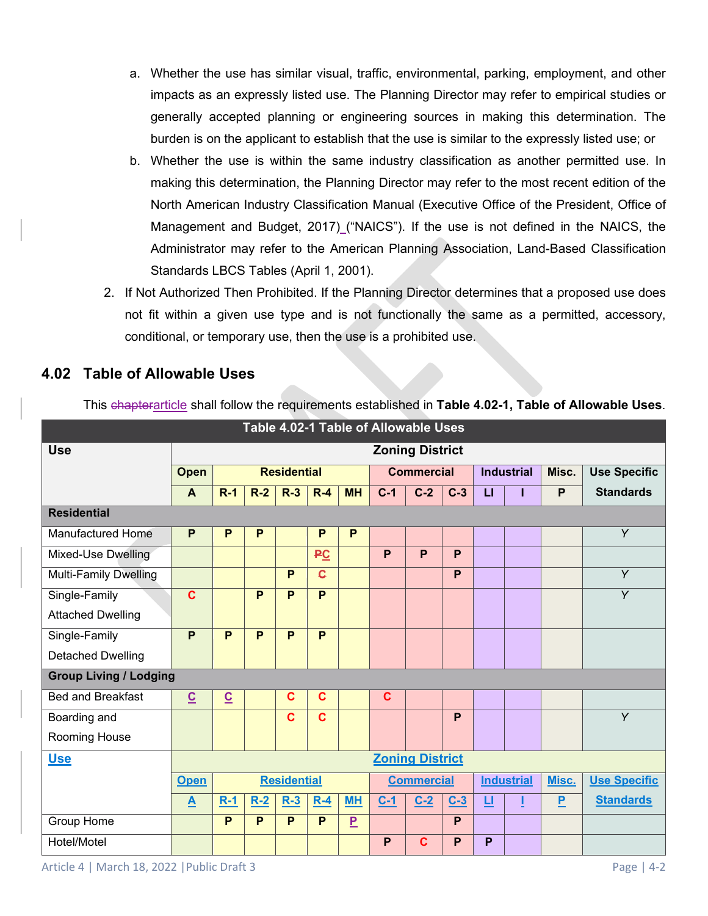a. Whether the use has similar visual, traffic, environmental, parking, employment, and other impacts as an expressly listed use. The Planning Director may refer to empirical studies or generally accepted planning or engineering sources in making this determination. The burden is on the applicant to establish that the use is similar to the expressly listed use; or

b. Whether the use is within the same industry classification as another permitted use. In making this determination, the Planning Director may refer to the most recent edition of the North American Industry Classification Manual (Executive Office of the President, Office of Management and Budget, 2017) ("NAICS"). If the use is not defined in the NAICS, the Administrator may refer to the American Planning Association, Land-Based Classification Standards LBCS Tables (April 1, 2001).

2. If Not Authorized Then Prohibited. If the Planning Director determines that a proposed use does not fit within a given use type and is not functionally the same as a permitted, accessory, conditional, or temporary use, then the use is a prohibited use.

## 4.02 Table of Allowable Uses

This ~~chapter~~article shall follow the requirements established in **Table 4.02-1, Table of Allowable Uses**.

**Table 4.02-1 Table of Allowable Uses**

| Use | Zoning District | | | | | | | | | | | | |
|---|---|---|---|---|---|---|---|---|---|---|---|---|---|
| | Open | Residential | | | | | Commercial | | | Industrial | | Misc. | Use Specific |
| | A | R-1 | R-2 | R-3 | R-4 | MH | C-1 | C-2 | C-3 | LI | I | P | Standards |
| **Residential** | | | | | | | | | | | | | |
| Manufactured Home | P | P | P | | P | P | | | | | | | Y |
| Mixed-Use Dwelling | | | | | ~~P~~C | | P | P | P | | | | |
| Multi-Family Dwelling | | | | P | ~~C~~ | | | | P | | | | Y |
| Single-Family Attached Dwelling | C | | P | P | P | | | | | | | | Y |
| Single-Family Detached Dwelling | P | P | P | P | P | | | | | | | | |
| **Group Living / Lodging** | | | | | | | | | | | | | |
| Bed and Breakfast | C | C | | C | C | | C | | | | | | |
| Boarding and Rooming House | | | | C | C | | | | P | | | | Y |
| Use | Zoning District | | | | | | | | | | | | |
| | Open | Residential | | | | | Commercial | | | Industrial | | Misc. | Use Specific |
| | A | R-1 | R-2 | R-3 | R-4 | MH | C-1 | C-2 | C-3 | LI | I | P | Standards |
| Group Home | | P | P | P | P | P | | | P | | | | |
| Hotel/Motel | | | | | | | P | C | P | P | | | |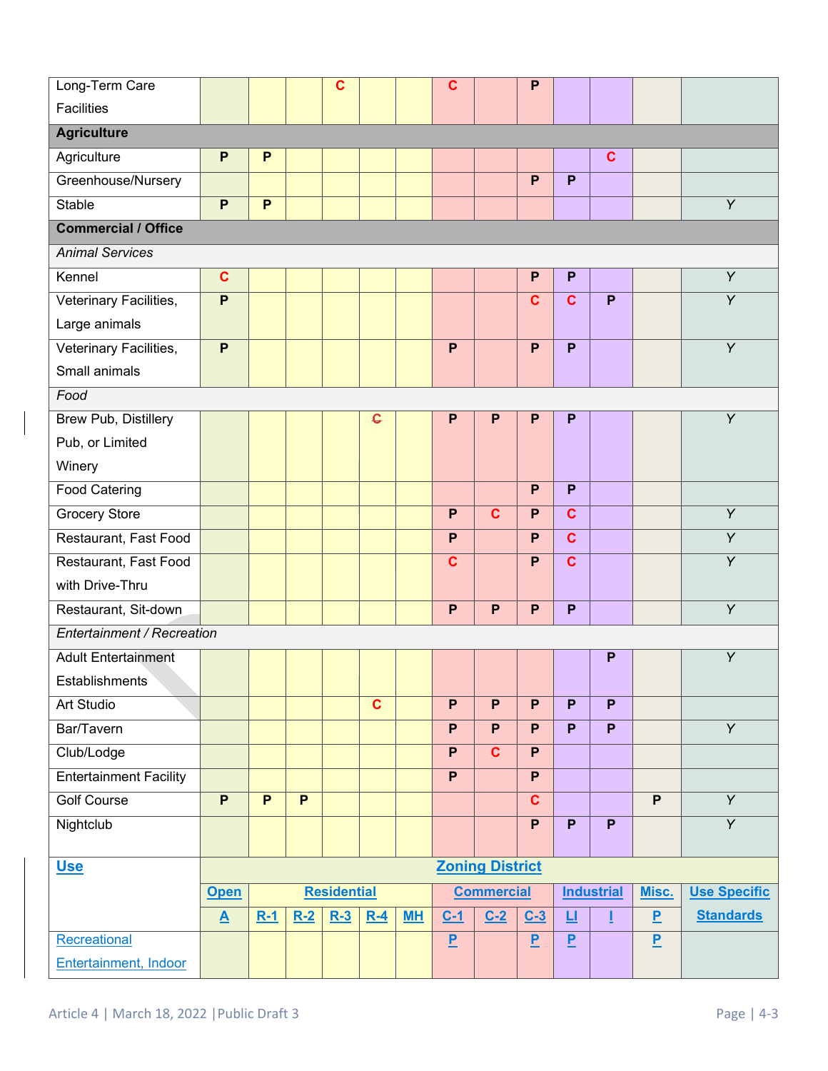| | | | | | | | | | | | | | |
|---|---|---|---|---|---|---|---|---|---|---|---|---|---|
| Long-Term Care Facilities | | | | C | | | C | | P | | | | |
| **Agriculture** | | | | | | | | | | | | | |
| Agriculture | P | P | | | | | | | | | C | | |
| Greenhouse/Nursery | | | | | | | | | P | P | | | |
| Stable | P | P | | | | | | | | | | | Y |
| **Commercial / Office** | | | | | | | | | | | | | |
| *Animal Services* | | | | | | | | | | | | | |
| Kennel | C | | | | | | | | P | P | | | Y |
| Veterinary Facilities, Large animals | P | | | | | | | | C | C | P | | Y |
| Veterinary Facilities, Small animals | P | | | | | | P | | P | P | | | Y |
| *Food* | | | | | | | | | | | | | |
| Brew Pub, Distillery Pub, or Limited Winery | | | | | ~~C~~ | | P | P | P | P | | | Y |
| Food Catering | | | | | | | | | P | P | | | |
| Grocery Store | | | | | | | P | C | P | C | | | Y |
| Restaurant, Fast Food | | | | | | | P | | P | C | | | Y |
| Restaurant, Fast Food with Drive-Thru | | | | | | | C | | P | C | | | Y |
| Restaurant, Sit-down | | | | | | | P | P | P | P | | | Y |
| *Entertainment / Recreation* | | | | | | | | | | | | | |
| Adult Entertainment Establishments | | | | | | | | | | | P | | Y |
| Art Studio | | | | | C | | P | P | P | P | P | | |
| Bar/Tavern | | | | | | | P | P | P | P | P | | Y |
| Club/Lodge | | | | | | | P | C | P | | | | |
| Entertainment Facility | | | | | | | P | | P | | | | |
| Golf Course | P | P | P | | | | | | C | | | P | Y |
| Nightclub | | | | | | | | | P | P | P | | Y |
| **Use** | **Zoning District** | | | | | | | | | | | | |
| | **Open** | **Residential** | | | | | **Commercial** | | | **Industrial** | | **Misc.** | **Use Specific Standards** |
| | **A** | **R-1** | **R-2** | **R-3** | **R-4** | **MH** | **C-1** | **C-2** | **C-3** | **LI** | **I** | **P** | |
| Recreational Entertainment, Indoor | | | | | | | P | | P | P | | P | |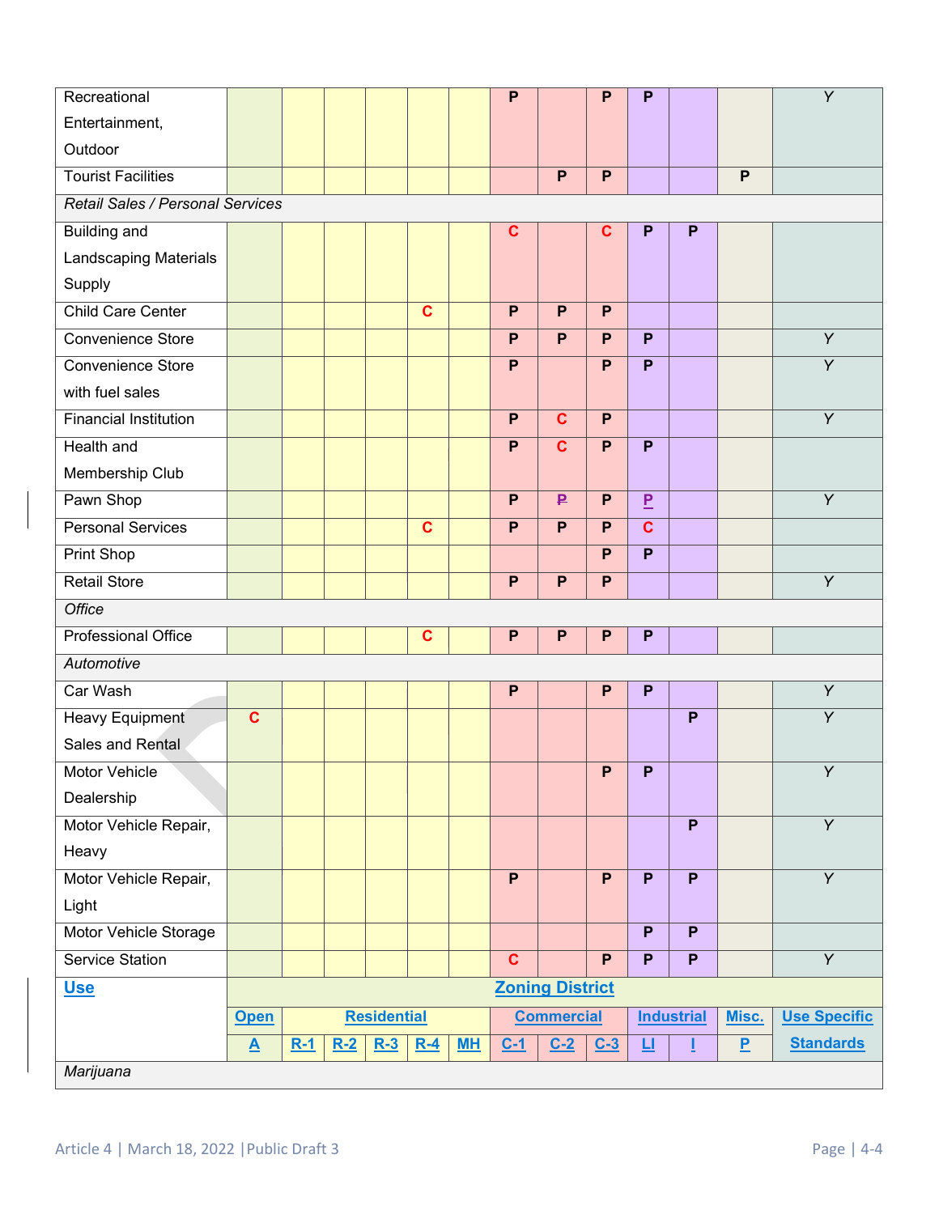| Use | Zoning District | | | | | | | | | | | | |
|---|---|---|---|---|---|---|---|---|---|---|---|---|---|
| | Open | Residential | | | | | Commercial | | | Industrial | | Misc. | Use Specific Standards |
| | A | R-1 | R-2 | R-3 | R-4 | MH | C-1 | C-2 | C-3 | LI | I | P | |
| Recreational Entertainment, Outdoor | | | | | | | P | | P | P | | | Y |
| Tourist Facilities | | | | | | | | P | P | | | P | |
| *Retail Sales / Personal Services* | | | | | | | | | | | | | |
| Building and Landscaping Materials Supply | | | | | | | C | | C | P | P | | |
| Child Care Center | | | | | C | | P | P | P | | | | |
| Convenience Store | | | | | | | P | P | P | P | | | Y |
| Convenience Store with fuel sales | | | | | | | P | | P | P | | | Y |
| Financial Institution | | | | | | | P | C | P | | | | Y |
| Health and Membership Club | | | | | | | P | C | P | P | | | |
| Pawn Shop | | | | | | | P | ~~P~~ | P | <u>P</u> | | | Y |
| Personal Services | | | | | C | | P | P | P | C | | | |
| Print Shop | | | | | | | | | P | P | | | |
| Retail Store | | | | | | | P | P | P | | | | Y |
| *Office* | | | | | | | | | | | | | |
| Professional Office | | | | | C | | P | P | P | P | | | |
| *Automotive* | | | | | | | | | | | | | |
| Car Wash | | | | | | | P | | P | P | | | Y |
| Heavy Equipment Sales and Rental | C | | | | | | | | | | P | | Y |
| Motor Vehicle Dealership | | | | | | | | | P | P | | | Y |
| Motor Vehicle Repair, Heavy | | | | | | | | | | | P | | Y |
| Motor Vehicle Repair, Light | | | | | | | P | | P | P | P | | Y |
| Motor Vehicle Storage | | | | | | | | | | P | P | | |
| Service Station | | | | | | | C | | P | P | P | | Y |
| *Marijuana* | | | | | | | | | | | | | |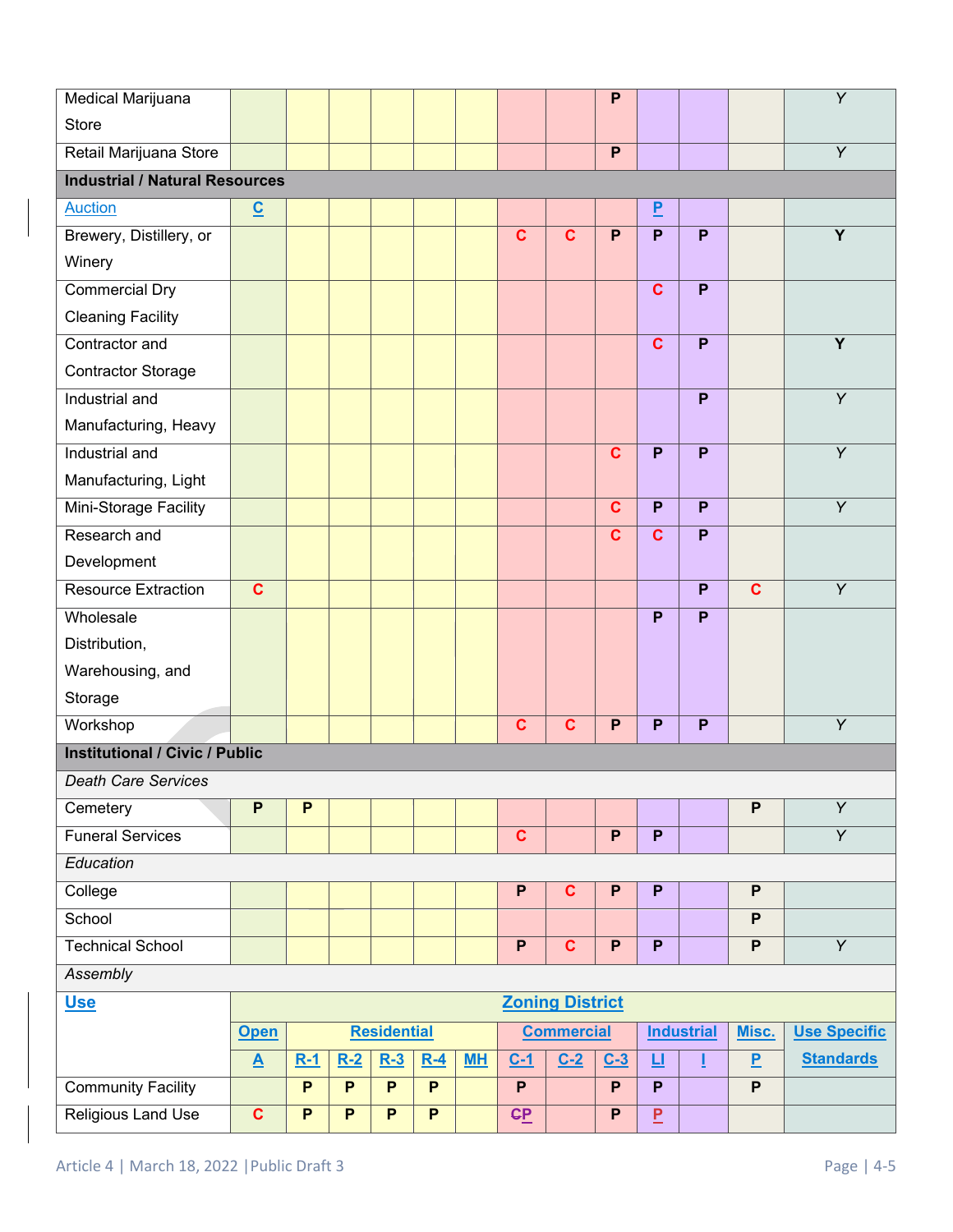| | | | | | | | | | | | | | |
|---|---|---|---|---|---|---|---|---|---|---|---|---|---|
| Medical Marijuana Store | | | | | | | | | P | | | | Y |
| Retail Marijuana Store | | | | | | | | | P | | | | Y |
| **Industrial / Natural Resources** | | | | | | | | | | | | | |
| Auction | C | | | | | | | | | P | | | |
| Brewery, Distillery, or Winery | | | | | | | C | C | P | P | P | | Y |
| Commercial Dry Cleaning Facility | | | | | | | | | | C | P | | |
| Contractor and Contractor Storage | | | | | | | | | | C | P | | Y |
| Industrial and Manufacturing, Heavy | | | | | | | | | | | P | | Y |
| Industrial and Manufacturing, Light | | | | | | | | | C | P | P | | Y |
| Mini-Storage Facility | | | | | | | | | C | P | P | | Y |
| Research and Development | | | | | | | | | C | C | P | | |
| Resource Extraction | C | | | | | | | | | | P | C | Y |
| Wholesale Distribution, Warehousing, and Storage | | | | | | | | | | P | P | | |
| Workshop | | | | | | | C | C | P | P | P | | Y |
| **Institutional / Civic / Public** | | | | | | | | | | | | | |
| *Death Care Services* | | | | | | | | | | | | | |
| Cemetery | P | P | | | | | | | | | | P | Y |
| Funeral Services | | | | | | | C | | P | P | | | Y |
| *Education* | | | | | | | | | | | | | |
| College | | | | | | | P | C | P | P | | P | |
| School | | | | | | | | | | | | P | |
| Technical School | | | | | | | P | C | P | P | | P | Y |
| *Assembly* | | | | | | | | | | | | | |
| **Use** | **Zoning District** | | | | | | | | | | | | |
| | **Open** | **Residential** | | | | | **Commercial** | | | **Industrial** | | **Misc.** | **Use Specific Standards** |
| | **A** | **R-1** | **R-2** | **R-3** | **R-4** | **MH** | **C-1** | **C-2** | **C-3** | **LI** | **I** | **P** | |
| Community Facility | | P | P | P | P | | P | | P | P | | P | |
| Religious Land Use | C | P | P | P | P | | ~~C~~P | | P | P | | | |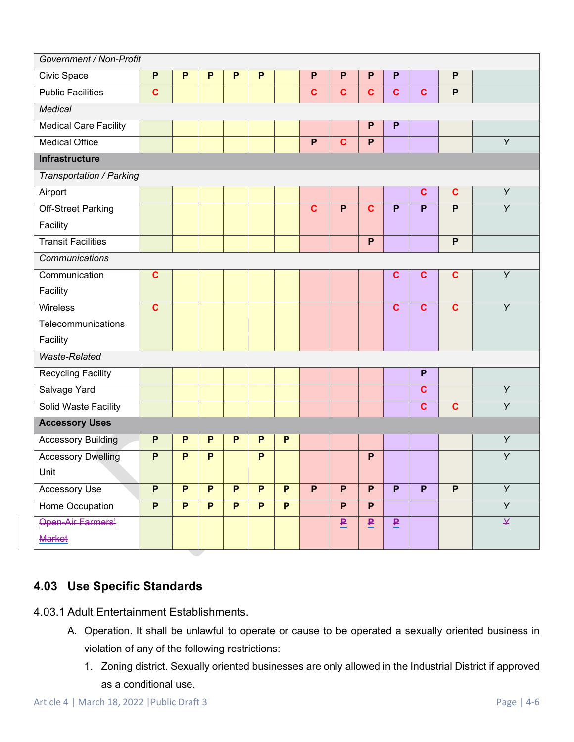| | | | | | | | | | | | | |
|---|---|---|---|---|---|---|---|---|---|---|---|---|
| *Government / Non-Profit* | | | | | | | | | | | | |
| Civic Space | P | P | P | P | P | | P | P | P | P | | P | |
| Public Facilities | C | | | | | | C | C | C | C | C | P | |
| *Medical* | | | | | | | | | | | | |
| Medical Care Facility | | | | | | | | | P | P | | | |
| Medical Office | | | | | | | P | C | P | | | | Y |
| **Infrastructure** | | | | | | | | | | | | | |
| *Transportation / Parking* | | | | | | | | | | | | | |
| Airport | | | | | | | | | | | C | C | Y |
| Off-Street Parking Facility | | | | | | | C | P | C | P | P | P | Y |
| Transit Facilities | | | | | | | | | P | | | P | |
| *Communications* | | | | | | | | | | | | | |
| Communication Facility | C | | | | | | | | | C | C | C | Y |
| Wireless Telecommunications Facility | C | | | | | | | | | C | C | C | Y |
| *Waste-Related* | | | | | | | | | | | | | |
| Recycling Facility | | | | | | | | | | | P | | |
| Salvage Yard | | | | | | | | | | | C | | Y |
| Solid Waste Facility | | | | | | | | | | | C | C | Y |
| **Accessory Uses** | | | | | | | | | | | | | |
| Accessory Building | P | P | P | P | P | P | | | | | | | Y |
| Accessory Dwelling Unit | P | P | P | | P | | | | P | | | | Y |
| Accessory Use | P | P | P | P | P | P | P | P | P | P | P | P | Y |
| Home Occupation | P | P | P | P | P | P | | P | P | | | | Y |
| ~~Open-Air Farmers' Market~~ | | | | | | | | ~~P~~ | ~~P~~ | ~~P~~ | | | ~~Y~~ |

## 4.03 Use Specific Standards

4.03.1 Adult Entertainment Establishments.

A. Operation. It shall be unlawful to operate or cause to be operated a sexually oriented business in violation of any of the following restrictions:

1. Zoning district. Sexually oriented businesses are only allowed in the Industrial District if approved as a conditional use.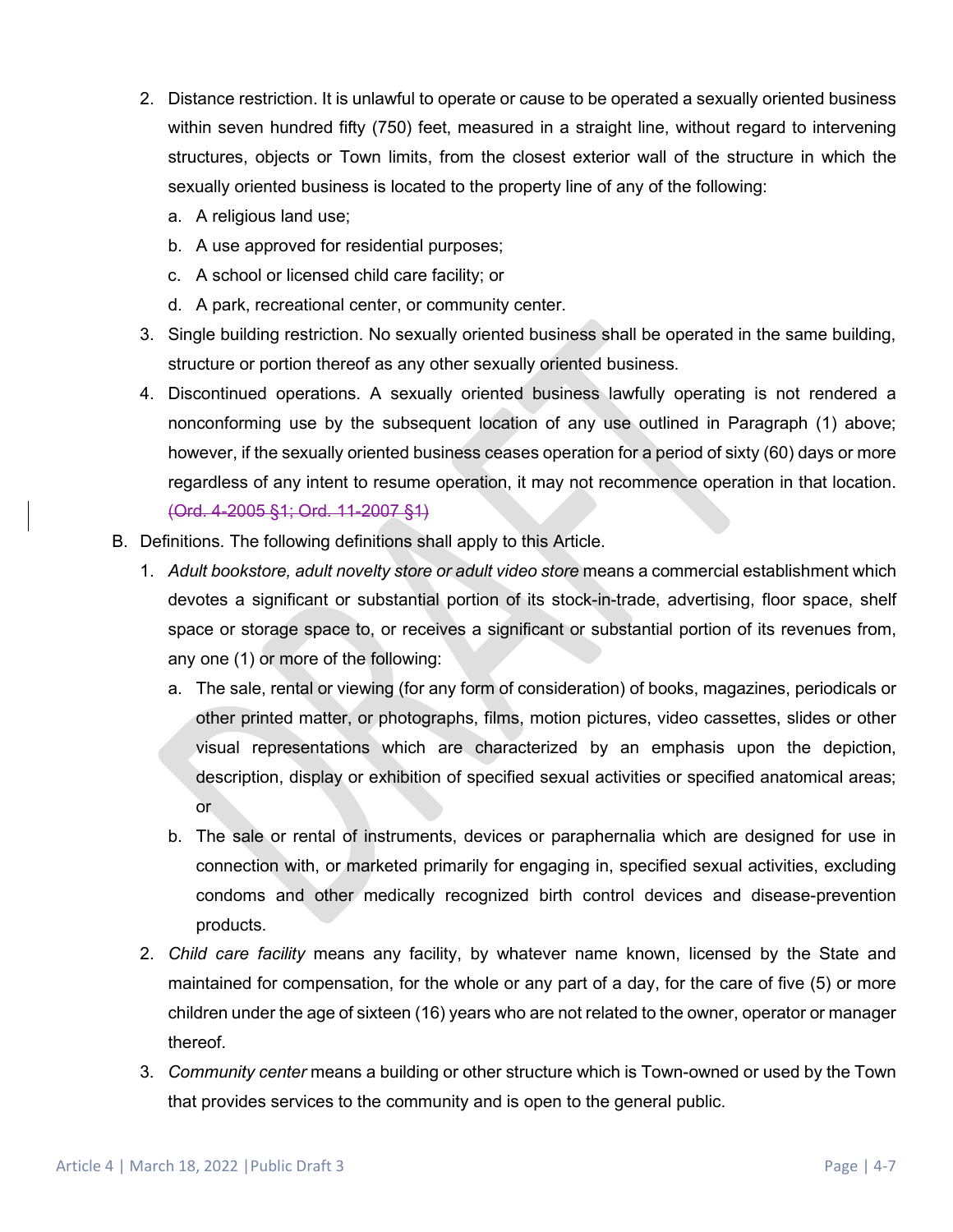2. Distance restriction. It is unlawful to operate or cause to be operated a sexually oriented business within seven hundred fifty (750) feet, measured in a straight line, without regard to intervening structures, objects or Town limits, from the closest exterior wall of the structure in which the sexually oriented business is located to the property line of any of the following:
   a. A religious land use;
   b. A use approved for residential purposes;
   c. A school or licensed child care facility; or
   d. A park, recreational center, or community center.
3. Single building restriction. No sexually oriented business shall be operated in the same building, structure or portion thereof as any other sexually oriented business.
4. Discontinued operations. A sexually oriented business lawfully operating is not rendered a nonconforming use by the subsequent location of any use outlined in Paragraph (1) above; however, if the sexually oriented business ceases operation for a period of sixty (60) days or more regardless of any intent to resume operation, it may not recommence operation in that location. ~~(Ord. 4-2005 §1; Ord. 11-2007 §1)~~

B. Definitions. The following definitions shall apply to this Article.
   1. *Adult bookstore, adult novelty store or adult video store* means a commercial establishment which devotes a significant or substantial portion of its stock-in-trade, advertising, floor space, shelf space or storage space to, or receives a significant or substantial portion of its revenues from, any one (1) or more of the following:
      a. The sale, rental or viewing (for any form of consideration) of books, magazines, periodicals or other printed matter, or photographs, films, motion pictures, video cassettes, slides or other visual representations which are characterized by an emphasis upon the depiction, description, display or exhibition of specified sexual activities or specified anatomical areas; or
      b. The sale or rental of instruments, devices or paraphernalia which are designed for use in connection with, or marketed primarily for engaging in, specified sexual activities, excluding condoms and other medically recognized birth control devices and disease-prevention products.
   2. *Child care facility* means any facility, by whatever name known, licensed by the State and maintained for compensation, for the whole or any part of a day, for the care of five (5) or more children under the age of sixteen (16) years who are not related to the owner, operator or manager thereof.
   3. *Community center* means a building or other structure which is Town-owned or used by the Town that provides services to the community and is open to the general public.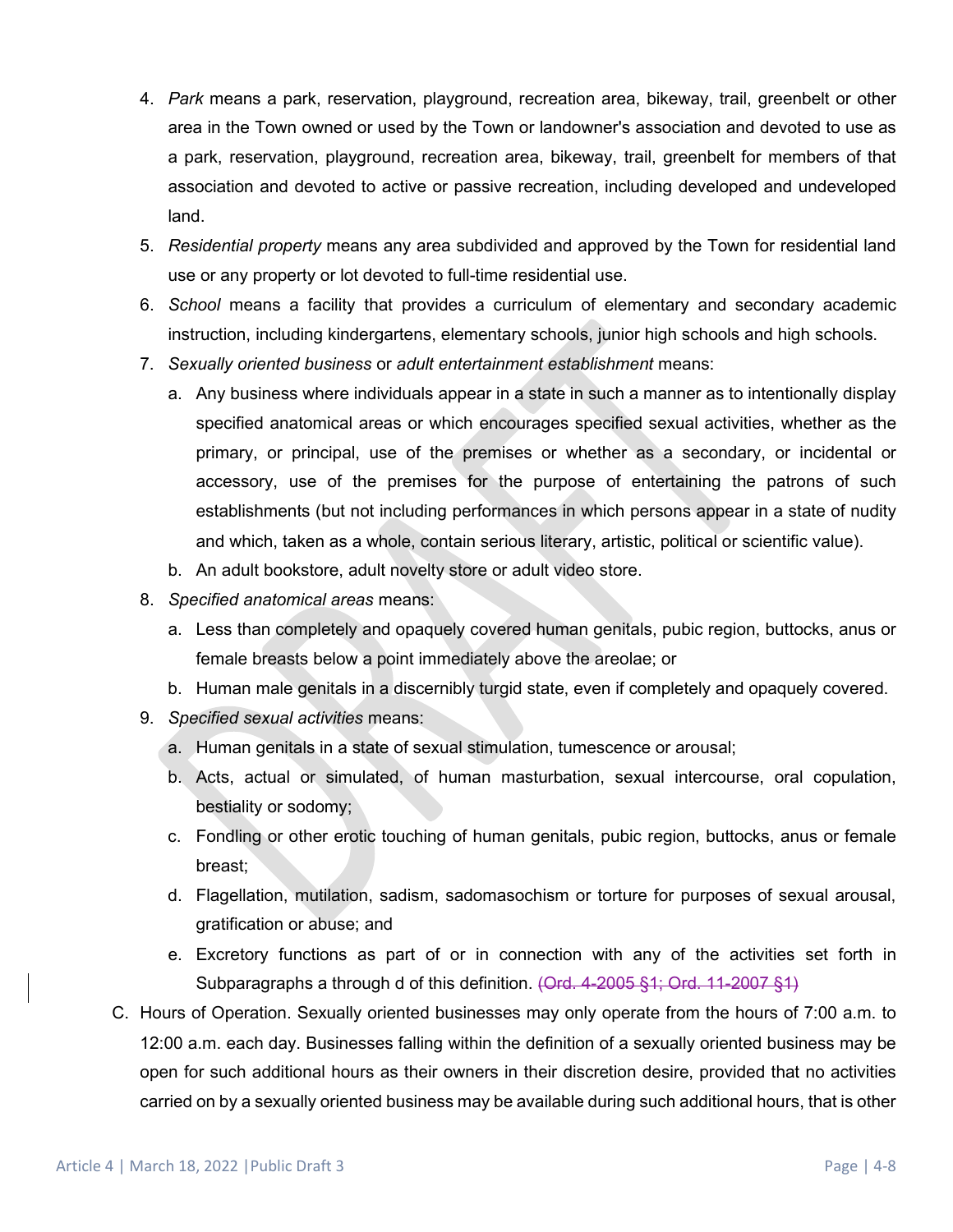4. *Park* means a park, reservation, playground, recreation area, bikeway, trail, greenbelt or other area in the Town owned or used by the Town or landowner's association and devoted to use as a park, reservation, playground, recreation area, bikeway, trail, greenbelt for members of that association and devoted to active or passive recreation, including developed and undeveloped land.
5. *Residential property* means any area subdivided and approved by the Town for residential land use or any property or lot devoted to full-time residential use.
6. *School* means a facility that provides a curriculum of elementary and secondary academic instruction, including kindergartens, elementary schools, junior high schools and high schools.
7. *Sexually oriented business* or *adult entertainment establishment* means:
   a. Any business where individuals appear in a state in such a manner as to intentionally display specified anatomical areas or which encourages specified sexual activities, whether as the primary, or principal, use of the premises or whether as a secondary, or incidental or accessory, use of the premises for the purpose of entertaining the patrons of such establishments (but not including performances in which persons appear in a state of nudity and which, taken as a whole, contain serious literary, artistic, political or scientific value).
   b. An adult bookstore, adult novelty store or adult video store.
8. *Specified anatomical areas* means:
   a. Less than completely and opaquely covered human genitals, pubic region, buttocks, anus or female breasts below a point immediately above the areolae; or
   b. Human male genitals in a discernibly turgid state, even if completely and opaquely covered.
9. *Specified sexual activities* means:
   a. Human genitals in a state of sexual stimulation, tumescence or arousal;
   b. Acts, actual or simulated, of human masturbation, sexual intercourse, oral copulation, bestiality or sodomy;
   c. Fondling or other erotic touching of human genitals, pubic region, buttocks, anus or female breast;
   d. Flagellation, mutilation, sadism, sadomasochism or torture for purposes of sexual arousal, gratification or abuse; and
   e. Excretory functions as part of or in connection with any of the activities set forth in Subparagraphs a through d of this definition. ~~(Ord. 4-2005 §1; Ord. 11-2007 §1)~~

C. Hours of Operation. Sexually oriented businesses may only operate from the hours of 7:00 a.m. to 12:00 a.m. each day. Businesses falling within the definition of a sexually oriented business may be open for such additional hours as their owners in their discretion desire, provided that no activities carried on by a sexually oriented business may be available during such additional hours, that is other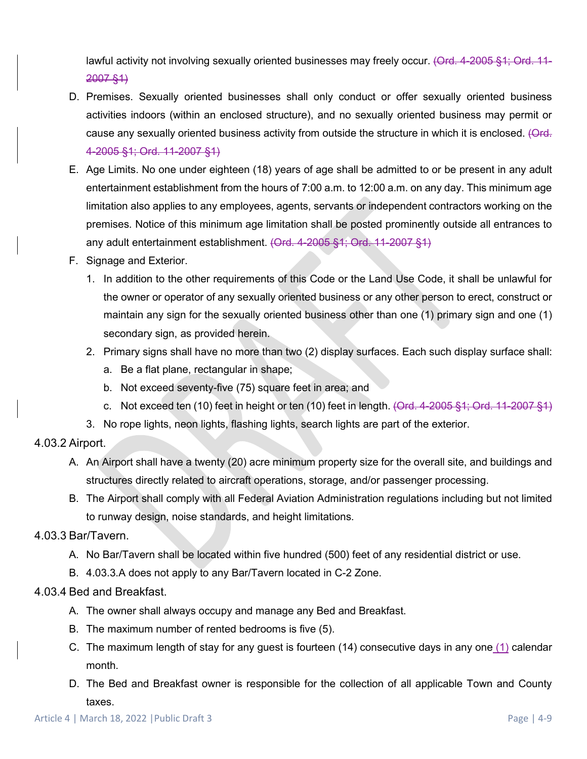lawful activity not involving sexually oriented businesses may freely occur. ~~(Ord. 4-2005 §1; Ord. 11-2007 §1)~~

D. Premises. Sexually oriented businesses shall only conduct or offer sexually oriented business activities indoors (within an enclosed structure), and no sexually oriented business may permit or cause any sexually oriented business activity from outside the structure in which it is enclosed. ~~(Ord. 4-2005 §1; Ord. 11-2007 §1)~~

E. Age Limits. No one under eighteen (18) years of age shall be admitted to or be present in any adult entertainment establishment from the hours of 7:00 a.m. to 12:00 a.m. on any day. This minimum age limitation also applies to any employees, agents, servants or independent contractors working on the premises. Notice of this minimum age limitation shall be posted prominently outside all entrances to any adult entertainment establishment. ~~(Ord. 4-2005 §1; Ord. 11-2007 §1)~~

F. Signage and Exterior.

   1. In addition to the other requirements of this Code or the Land Use Code, it shall be unlawful for the owner or operator of any sexually oriented business or any other person to erect, construct or maintain any sign for the sexually oriented business other than one (1) primary sign and one (1) secondary sign, as provided herein.

   2. Primary signs shall have no more than two (2) display surfaces. Each such display surface shall:

      a. Be a flat plane, rectangular in shape;

      b. Not exceed seventy-five (75) square feet in area; and

      c. Not exceed ten (10) feet in height or ten (10) feet in length. ~~(Ord. 4-2005 §1; Ord. 11-2007 §1)~~

   3. No rope lights, neon lights, flashing lights, search lights are part of the exterior.

### 4.03.2 Airport.

A. An Airport shall have a twenty (20) acre minimum property size for the overall site, and buildings and structures directly related to aircraft operations, storage, and/or passenger processing.

B. The Airport shall comply with all Federal Aviation Administration regulations including but not limited to runway design, noise standards, and height limitations.

### 4.03.3 Bar/Tavern.

A. No Bar/Tavern shall be located within five hundred (500) feet of any residential district or use.

B. 4.03.3.A does not apply to any Bar/Tavern located in C-2 Zone.

### 4.03.4 Bed and Breakfast.

A. The owner shall always occupy and manage any Bed and Breakfast.

B. The maximum number of rented bedrooms is five (5).

C. The maximum length of stay for any guest is fourteen (14) consecutive days in any one (1) calendar month.

D. The Bed and Breakfast owner is responsible for the collection of all applicable Town and County taxes.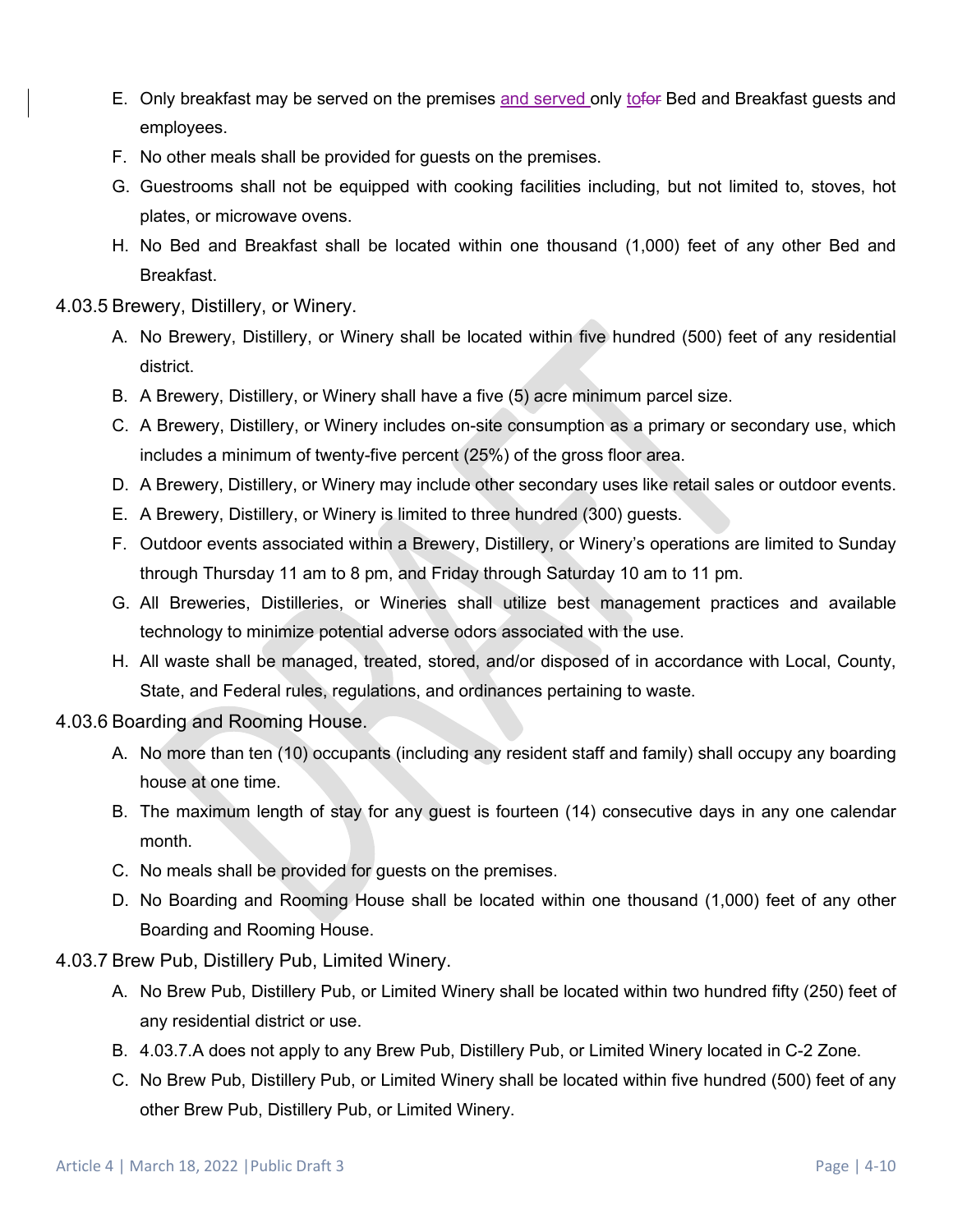E. Only breakfast may be served on the premises and served only to~~for~~ Bed and Breakfast guests and employees.

F. No other meals shall be provided for guests on the premises.

G. Guestrooms shall not be equipped with cooking facilities including, but not limited to, stoves, hot plates, or microwave ovens.

H. No Bed and Breakfast shall be located within one thousand (1,000) feet of any other Bed and Breakfast.

4.03.5 Brewery, Distillery, or Winery.

A. No Brewery, Distillery, or Winery shall be located within five hundred (500) feet of any residential district.

B. A Brewery, Distillery, or Winery shall have a five (5) acre minimum parcel size.

C. A Brewery, Distillery, or Winery includes on-site consumption as a primary or secondary use, which includes a minimum of twenty-five percent (25%) of the gross floor area.

D. A Brewery, Distillery, or Winery may include other secondary uses like retail sales or outdoor events.

E. A Brewery, Distillery, or Winery is limited to three hundred (300) guests.

F. Outdoor events associated within a Brewery, Distillery, or Winery's operations are limited to Sunday through Thursday 11 am to 8 pm, and Friday through Saturday 10 am to 11 pm.

G. All Breweries, Distilleries, or Wineries shall utilize best management practices and available technology to minimize potential adverse odors associated with the use.

H. All waste shall be managed, treated, stored, and/or disposed of in accordance with Local, County, State, and Federal rules, regulations, and ordinances pertaining to waste.

4.03.6 Boarding and Rooming House.

A. No more than ten (10) occupants (including any resident staff and family) shall occupy any boarding house at one time.

B. The maximum length of stay for any guest is fourteen (14) consecutive days in any one calendar month.

C. No meals shall be provided for guests on the premises.

D. No Boarding and Rooming House shall be located within one thousand (1,000) feet of any other Boarding and Rooming House.

4.03.7 Brew Pub, Distillery Pub, Limited Winery.

A. No Brew Pub, Distillery Pub, or Limited Winery shall be located within two hundred fifty (250) feet of any residential district or use.

B. 4.03.7.A does not apply to any Brew Pub, Distillery Pub, or Limited Winery located in C-2 Zone.

C. No Brew Pub, Distillery Pub, or Limited Winery shall be located within five hundred (500) feet of any other Brew Pub, Distillery Pub, or Limited Winery.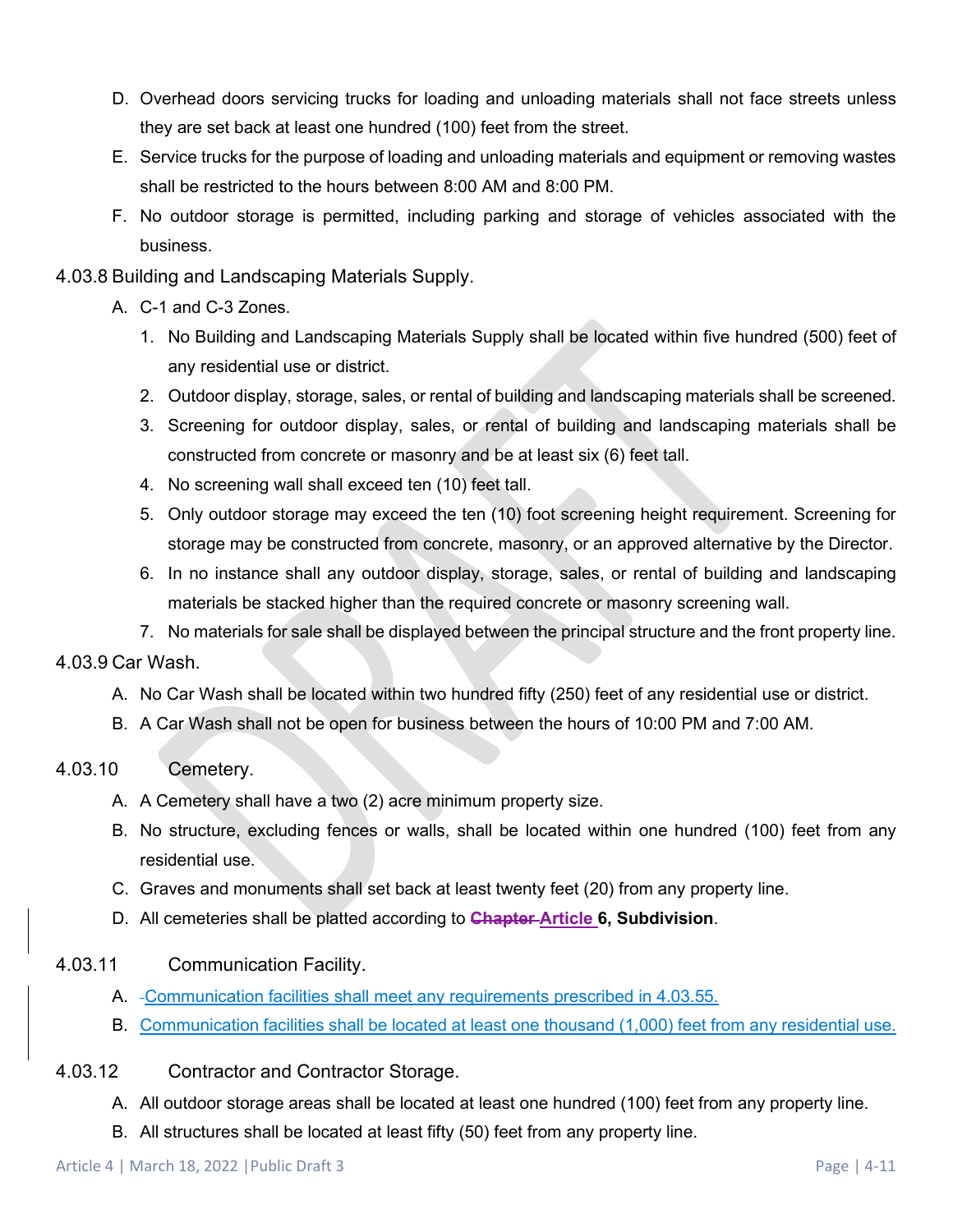D. Overhead doors servicing trucks for loading and unloading materials shall not face streets unless they are set back at least one hundred (100) feet from the street.

E. Service trucks for the purpose of loading and unloading materials and equipment or removing wastes shall be restricted to the hours between 8:00 AM and 8:00 PM.

F. No outdoor storage is permitted, including parking and storage of vehicles associated with the business.

4.03.8 Building and Landscaping Materials Supply.

A. C-1 and C-3 Zones.

1. No Building and Landscaping Materials Supply shall be located within five hundred (500) feet of any residential use or district.
2. Outdoor display, storage, sales, or rental of building and landscaping materials shall be screened.
3. Screening for outdoor display, sales, or rental of building and landscaping materials shall be constructed from concrete or masonry and be at least six (6) feet tall.
4. No screening wall shall exceed ten (10) feet tall.
5. Only outdoor storage may exceed the ten (10) foot screening height requirement. Screening for storage may be constructed from concrete, masonry, or an approved alternative by the Director.
6. In no instance shall any outdoor display, storage, sales, or rental of building and landscaping materials be stacked higher than the required concrete or masonry screening wall.
7. No materials for sale shall be displayed between the principal structure and the front property line.

4.03.9 Car Wash.

A. No Car Wash shall be located within two hundred fifty (250) feet of any residential use or district.

B. A Car Wash shall not be open for business between the hours of 10:00 PM and 7:00 AM.

4.03.10 Cemetery.

A. A Cemetery shall have a two (2) acre minimum property size.

B. No structure, excluding fences or walls, shall be located within one hundred (100) feet from any residential use.

C. Graves and monuments shall set back at least twenty feet (20) from any property line.

D. All cemeteries shall be platted according to ~~Chapter~~ Article **6, Subdivision**.

4.03.11 Communication Facility.

A. Communication facilities shall meet any requirements prescribed in 4.03.55.

B. Communication facilities shall be located at least one thousand (1,000) feet from any residential use.

4.03.12 Contractor and Contractor Storage.

A. All outdoor storage areas shall be located at least one hundred (100) feet from any property line.

B. All structures shall be located at least fifty (50) feet from any property line.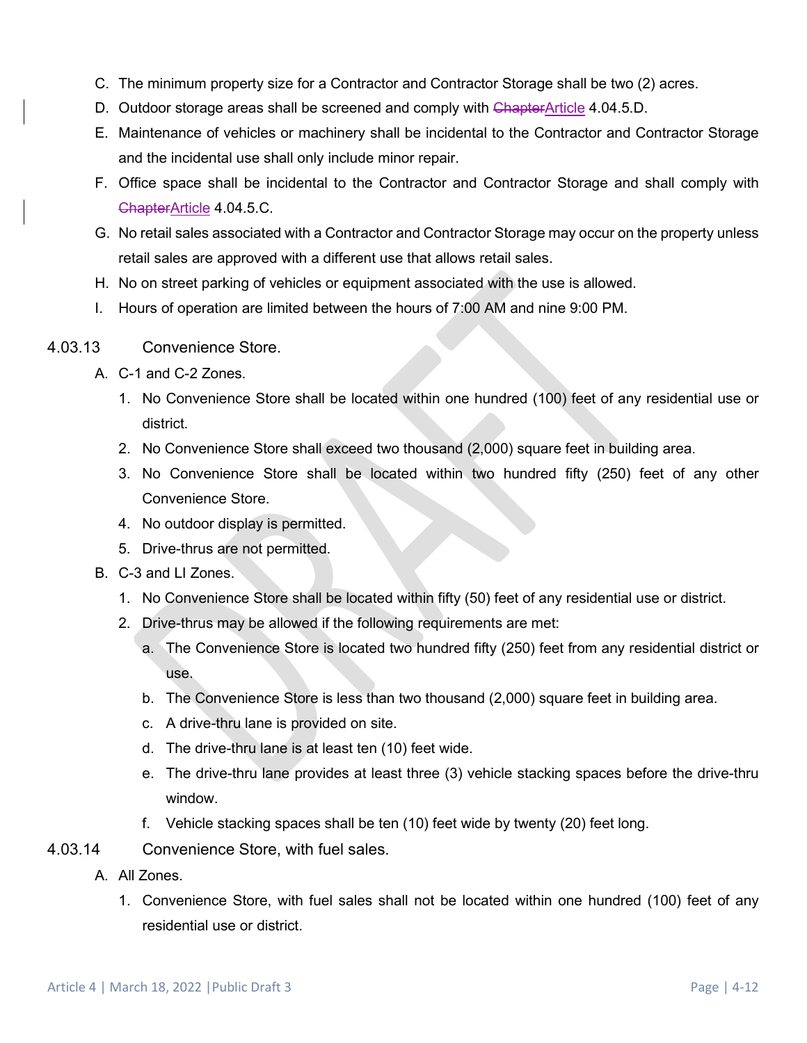C. The minimum property size for a Contractor and Contractor Storage shall be two (2) acres.

D. Outdoor storage areas shall be screened and comply with ~~Chapter~~Article 4.04.5.D.

E. Maintenance of vehicles or machinery shall be incidental to the Contractor and Contractor Storage and the incidental use shall only include minor repair.

F. Office space shall be incidental to the Contractor and Contractor Storage and shall comply with ~~Chapter~~Article 4.04.5.C.

G. No retail sales associated with a Contractor and Contractor Storage may occur on the property unless retail sales are approved with a different use that allows retail sales.

H. No on street parking of vehicles or equipment associated with the use is allowed.

I. Hours of operation are limited between the hours of 7:00 AM and nine 9:00 PM.

### 4.03.13 Convenience Store.

A. C-1 and C-2 Zones.

1. No Convenience Store shall be located within one hundred (100) feet of any residential use or district.
2. No Convenience Store shall exceed two thousand (2,000) square feet in building area.
3. No Convenience Store shall be located within two hundred fifty (250) feet of any other Convenience Store.
4. No outdoor display is permitted.
5. Drive-thrus are not permitted.

B. C-3 and LI Zones.

1. No Convenience Store shall be located within fifty (50) feet of any residential use or district.
2. Drive-thrus may be allowed if the following requirements are met:
   a. The Convenience Store is located two hundred fifty (250) feet from any residential district or use.
   b. The Convenience Store is less than two thousand (2,000) square feet in building area.
   c. A drive-thru lane is provided on site.
   d. The drive-thru lane is at least ten (10) feet wide.
   e. The drive-thru lane provides at least three (3) vehicle stacking spaces before the drive-thru window.
   f. Vehicle stacking spaces shall be ten (10) feet wide by twenty (20) feet long.

### 4.03.14 Convenience Store, with fuel sales.

A. All Zones.

1. Convenience Store, with fuel sales shall not be located within one hundred (100) feet of any residential use or district.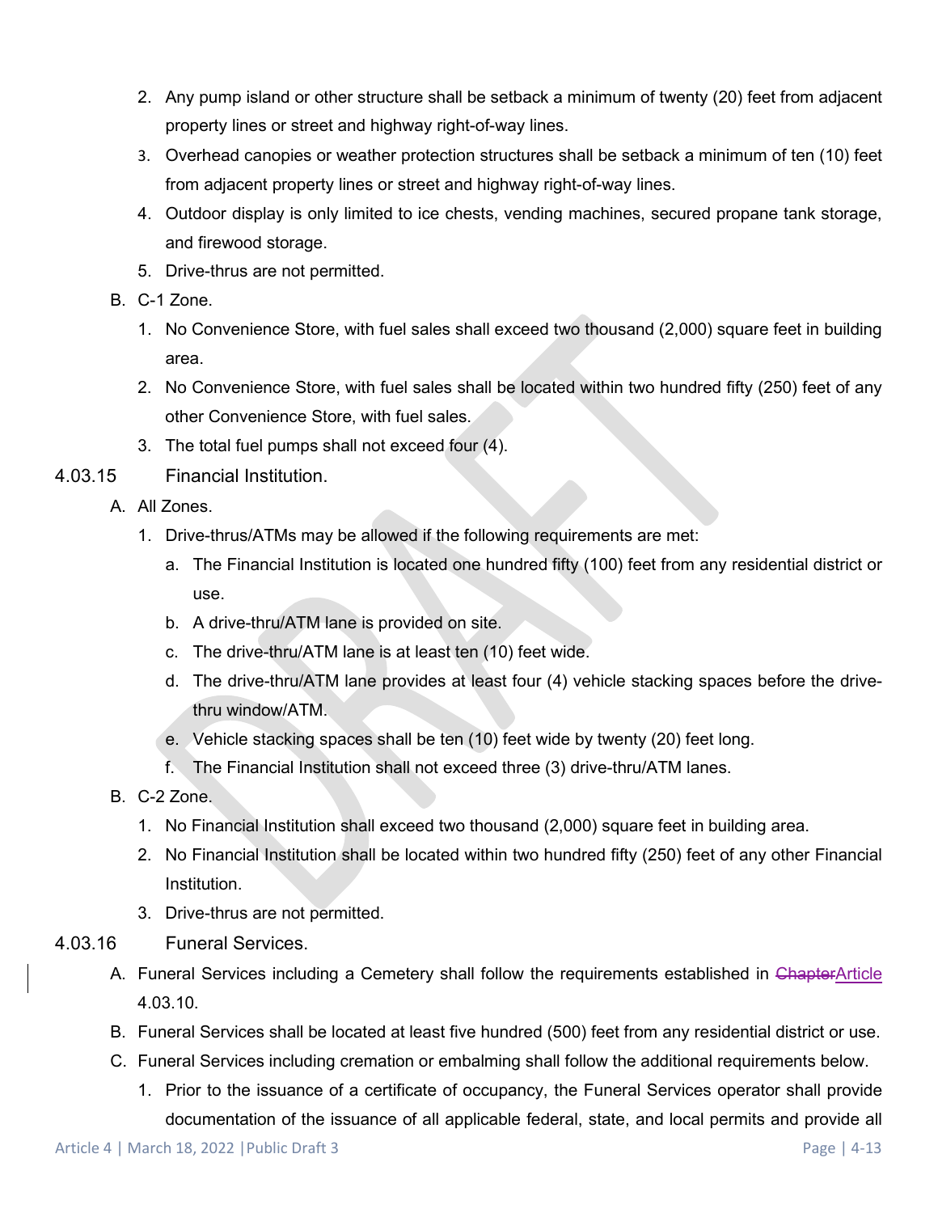2. Any pump island or other structure shall be setback a minimum of twenty (20) feet from adjacent property lines or street and highway right-of-way lines.
3. Overhead canopies or weather protection structures shall be setback a minimum of ten (10) feet from adjacent property lines or street and highway right-of-way lines.
4. Outdoor display is only limited to ice chests, vending machines, secured propane tank storage, and firewood storage.
5. Drive-thrus are not permitted.

B. C-1 Zone.

1. No Convenience Store, with fuel sales shall exceed two thousand (2,000) square feet in building area.
2. No Convenience Store, with fuel sales shall be located within two hundred fifty (250) feet of any other Convenience Store, with fuel sales.
3. The total fuel pumps shall not exceed four (4).

### 4.03.15 Financial Institution.

A. All Zones.

1. Drive-thrus/ATMs may be allowed if the following requirements are met:
   a. The Financial Institution is located one hundred fifty (100) feet from any residential district or use.
   b. A drive-thru/ATM lane is provided on site.
   c. The drive-thru/ATM lane is at least ten (10) feet wide.
   d. The drive-thru/ATM lane provides at least four (4) vehicle stacking spaces before the drive-thru window/ATM.
   e. Vehicle stacking spaces shall be ten (10) feet wide by twenty (20) feet long.
   f. The Financial Institution shall not exceed three (3) drive-thru/ATM lanes.

B. C-2 Zone.

1. No Financial Institution shall exceed two thousand (2,000) square feet in building area.
2. No Financial Institution shall be located within two hundred fifty (250) feet of any other Financial Institution.
3. Drive-thrus are not permitted.

### 4.03.16 Funeral Services.

A. Funeral Services including a Cemetery shall follow the requirements established in ~~Chapter~~Article 4.03.10.

B. Funeral Services shall be located at least five hundred (500) feet from any residential district or use.

C. Funeral Services including cremation or embalming shall follow the additional requirements below.

1. Prior to the issuance of a certificate of occupancy, the Funeral Services operator shall provide documentation of the issuance of all applicable federal, state, and local permits and provide all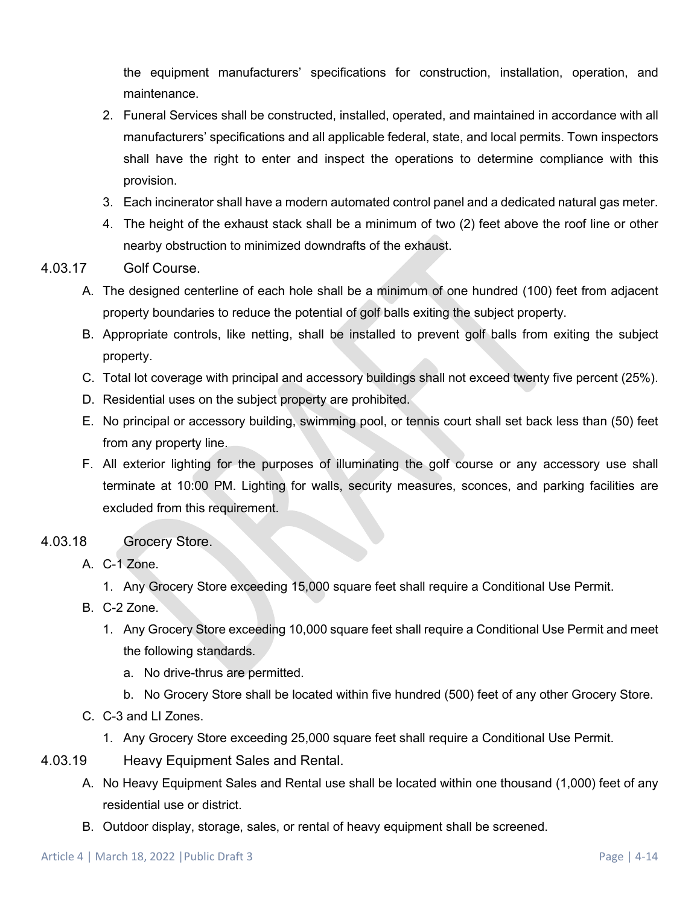the equipment manufacturers' specifications for construction, installation, operation, and maintenance.

2. Funeral Services shall be constructed, installed, operated, and maintained in accordance with all manufacturers' specifications and all applicable federal, state, and local permits. Town inspectors shall have the right to enter and inspect the operations to determine compliance with this provision.
3. Each incinerator shall have a modern automated control panel and a dedicated natural gas meter.
4. The height of the exhaust stack shall be a minimum of two (2) feet above the roof line or other nearby obstruction to minimized downdrafts of the exhaust.

### 4.03.17 Golf Course.

A. The designed centerline of each hole shall be a minimum of one hundred (100) feet from adjacent property boundaries to reduce the potential of golf balls exiting the subject property.

B. Appropriate controls, like netting, shall be installed to prevent golf balls from exiting the subject property.

C. Total lot coverage with principal and accessory buildings shall not exceed twenty five percent (25%).

D. Residential uses on the subject property are prohibited.

E. No principal or accessory building, swimming pool, or tennis court shall set back less than (50) feet from any property line.

F. All exterior lighting for the purposes of illuminating the golf course or any accessory use shall terminate at 10:00 PM. Lighting for walls, security measures, sconces, and parking facilities are excluded from this requirement.

### 4.03.18 Grocery Store.

A. C-1 Zone.
   1. Any Grocery Store exceeding 15,000 square feet shall require a Conditional Use Permit.

B. C-2 Zone.
   1. Any Grocery Store exceeding 10,000 square feet shall require a Conditional Use Permit and meet the following standards.
      a. No drive-thrus are permitted.
      b. No Grocery Store shall be located within five hundred (500) feet of any other Grocery Store.

C. C-3 and LI Zones.
   1. Any Grocery Store exceeding 25,000 square feet shall require a Conditional Use Permit.

### 4.03.19 Heavy Equipment Sales and Rental.

A. No Heavy Equipment Sales and Rental use shall be located within one thousand (1,000) feet of any residential use or district.

B. Outdoor display, storage, sales, or rental of heavy equipment shall be screened.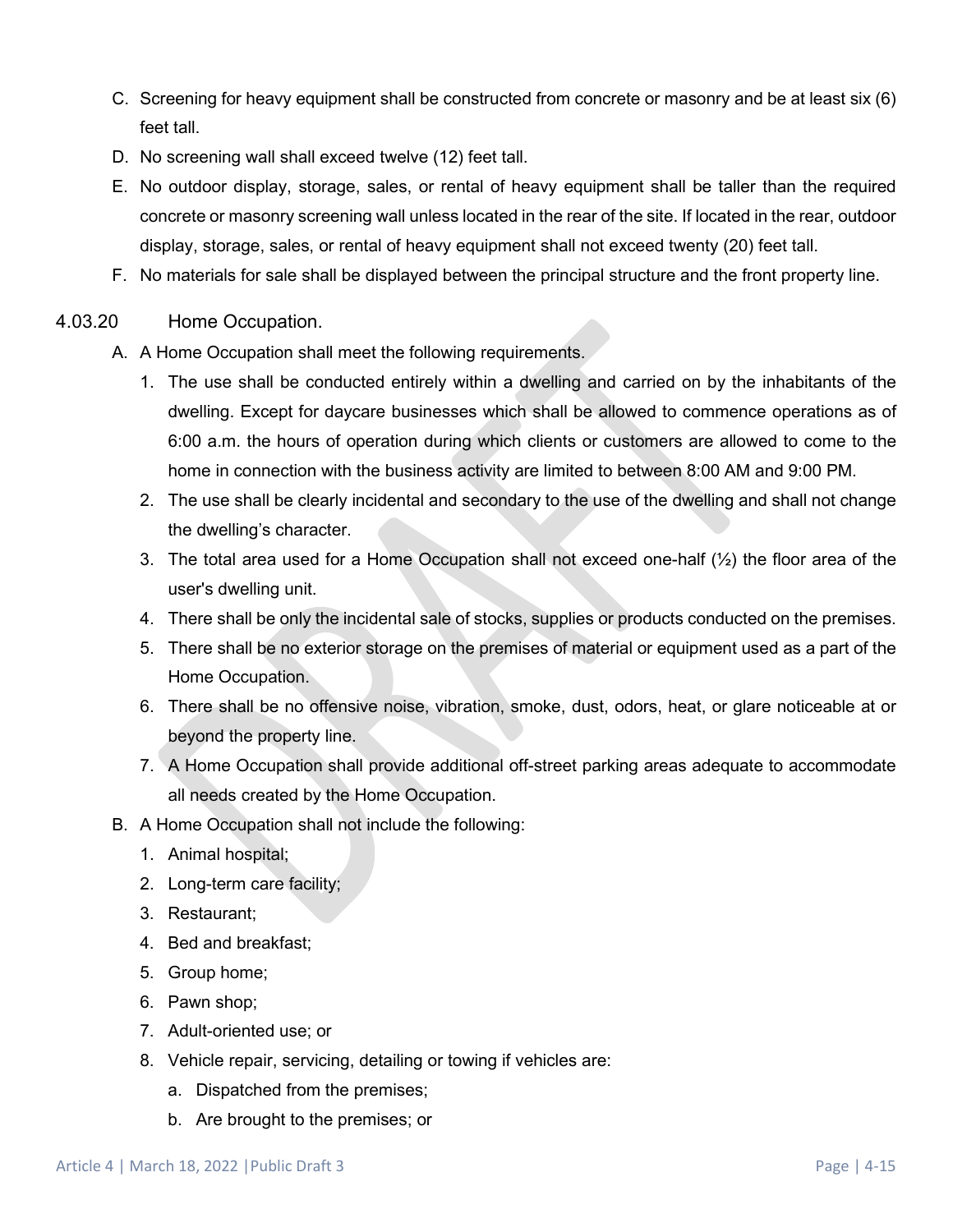C. Screening for heavy equipment shall be constructed from concrete or masonry and be at least six (6) feet tall.

D. No screening wall shall exceed twelve (12) feet tall.

E. No outdoor display, storage, sales, or rental of heavy equipment shall be taller than the required concrete or masonry screening wall unless located in the rear of the site. If located in the rear, outdoor display, storage, sales, or rental of heavy equipment shall not exceed twenty (20) feet tall.

F. No materials for sale shall be displayed between the principal structure and the front property line.

### 4.03.20 Home Occupation.

A. A Home Occupation shall meet the following requirements.

1. The use shall be conducted entirely within a dwelling and carried on by the inhabitants of the dwelling. Except for daycare businesses which shall be allowed to commence operations as of 6:00 a.m. the hours of operation during which clients or customers are allowed to come to the home in connection with the business activity are limited to between 8:00 AM and 9:00 PM.
2. The use shall be clearly incidental and secondary to the use of the dwelling and shall not change the dwelling's character.
3. The total area used for a Home Occupation shall not exceed one-half (½) the floor area of the user's dwelling unit.
4. There shall be only the incidental sale of stocks, supplies or products conducted on the premises.
5. There shall be no exterior storage on the premises of material or equipment used as a part of the Home Occupation.
6. There shall be no offensive noise, vibration, smoke, dust, odors, heat, or glare noticeable at or beyond the property line.
7. A Home Occupation shall provide additional off-street parking areas adequate to accommodate all needs created by the Home Occupation.

B. A Home Occupation shall not include the following:

1. Animal hospital;
2. Long-term care facility;
3. Restaurant;
4. Bed and breakfast;
5. Group home;
6. Pawn shop;
7. Adult-oriented use; or
8. Vehicle repair, servicing, detailing or towing if vehicles are:
   a. Dispatched from the premises;
   b. Are brought to the premises; or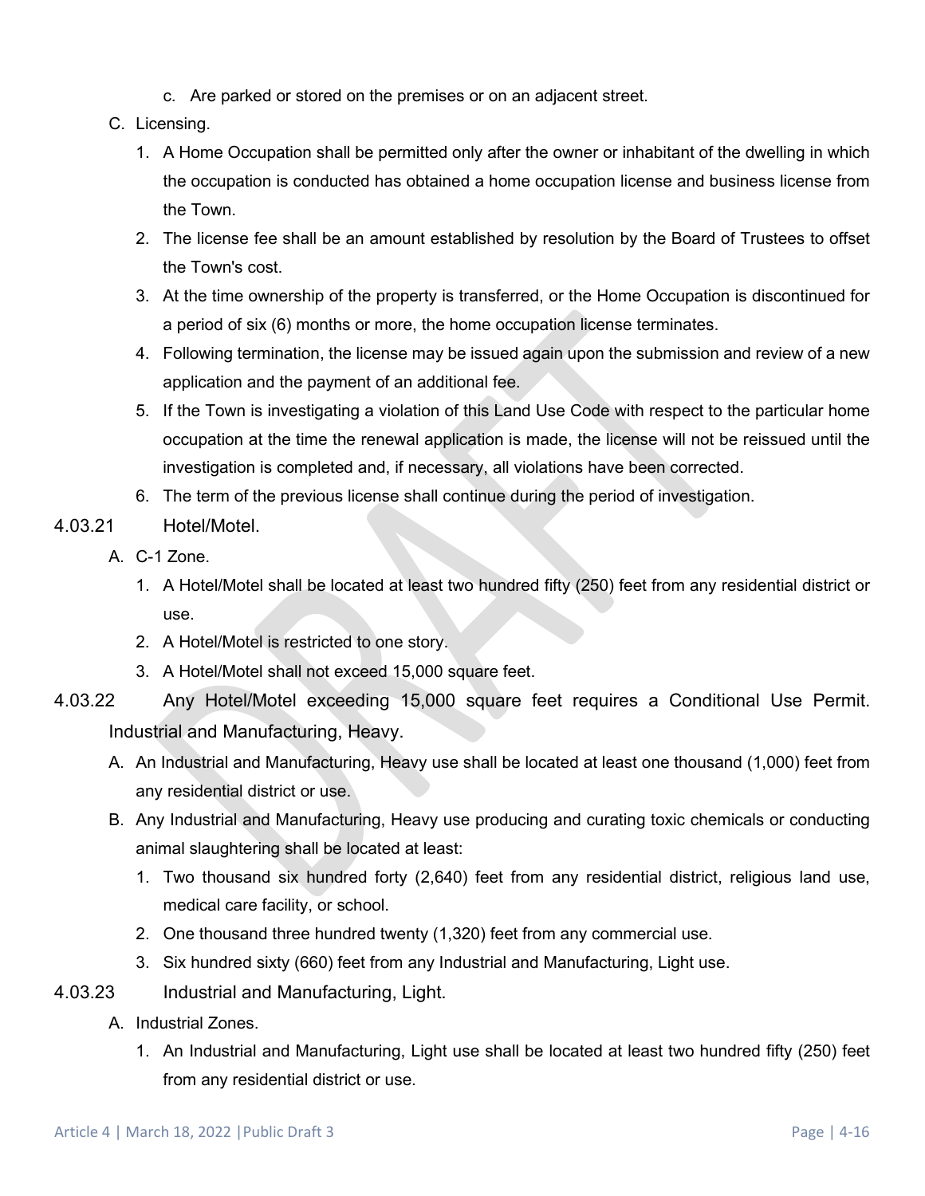c. Are parked or stored on the premises or on an adjacent street.

C. Licensing.

1. A Home Occupation shall be permitted only after the owner or inhabitant of the dwelling in which the occupation is conducted has obtained a home occupation license and business license from the Town.
2. The license fee shall be an amount established by resolution by the Board of Trustees to offset the Town's cost.
3. At the time ownership of the property is transferred, or the Home Occupation is discontinued for a period of six (6) months or more, the home occupation license terminates.
4. Following termination, the license may be issued again upon the submission and review of a new application and the payment of an additional fee.
5. If the Town is investigating a violation of this Land Use Code with respect to the particular home occupation at the time the renewal application is made, the license will not be reissued until the investigation is completed and, if necessary, all violations have been corrected.
6. The term of the previous license shall continue during the period of investigation.

4.03.21 Hotel/Motel.

A. C-1 Zone.

1. A Hotel/Motel shall be located at least two hundred fifty (250) feet from any residential district or use.
2. A Hotel/Motel is restricted to one story.
3. A Hotel/Motel shall not exceed 15,000 square feet.

4.03.22 Any Hotel/Motel exceeding 15,000 square feet requires a Conditional Use Permit. Industrial and Manufacturing, Heavy.

A. An Industrial and Manufacturing, Heavy use shall be located at least one thousand (1,000) feet from any residential district or use.

B. Any Industrial and Manufacturing, Heavy use producing and curating toxic chemicals or conducting animal slaughtering shall be located at least:

1. Two thousand six hundred forty (2,640) feet from any residential district, religious land use, medical care facility, or school.
2. One thousand three hundred twenty (1,320) feet from any commercial use.
3. Six hundred sixty (660) feet from any Industrial and Manufacturing, Light use.

4.03.23 Industrial and Manufacturing, Light.

A. Industrial Zones.

1. An Industrial and Manufacturing, Light use shall be located at least two hundred fifty (250) feet from any residential district or use.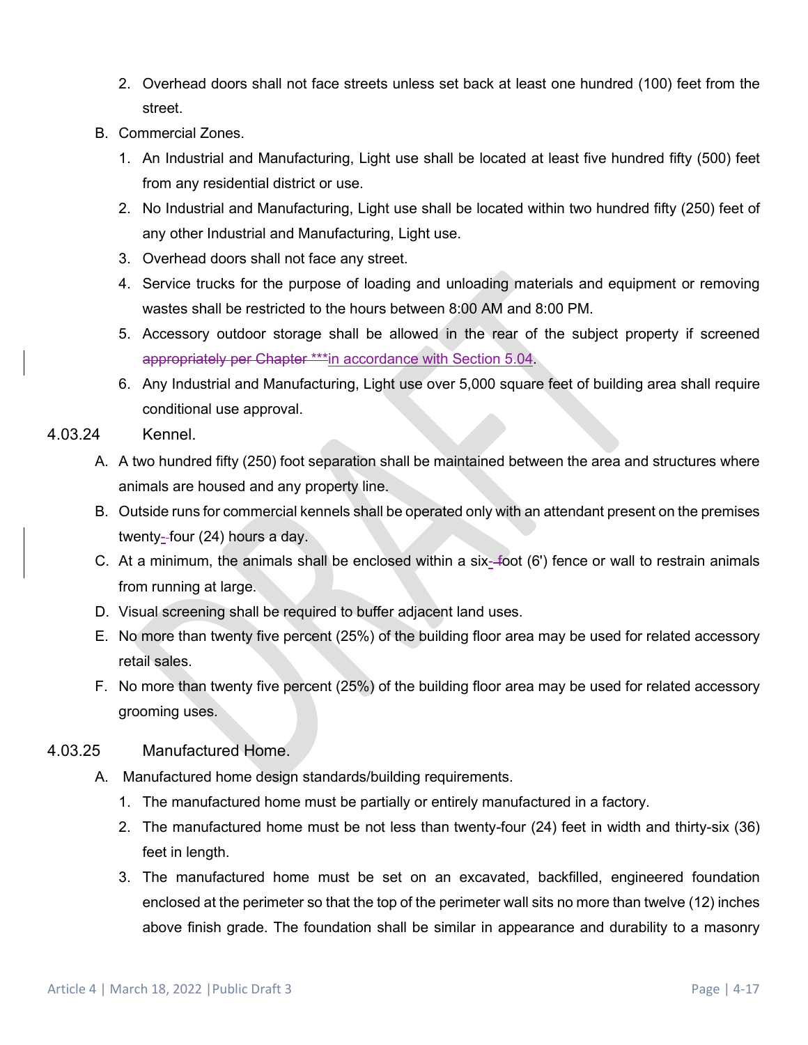2. Overhead doors shall not face streets unless set back at least one hundred (100) feet from the street.

B. Commercial Zones.

1. An Industrial and Manufacturing, Light use shall be located at least five hundred fifty (500) feet from any residential district or use.
2. No Industrial and Manufacturing, Light use shall be located within two hundred fifty (250) feet of any other Industrial and Manufacturing, Light use.
3. Overhead doors shall not face any street.
4. Service trucks for the purpose of loading and unloading materials and equipment or removing wastes shall be restricted to the hours between 8:00 AM and 8:00 PM.
5. Accessory outdoor storage shall be allowed in the rear of the subject property if screened ~~appropriately per Chapter ***~~in accordance with Section 5.04.
6. Any Industrial and Manufacturing, Light use over 5,000 square feet of building area shall require conditional use approval.

### 4.03.24 Kennel.

A. A two hundred fifty (250) foot separation shall be maintained between the area and structures where animals are housed and any property line.

B. Outside runs for commercial kennels shall be operated only with an attendant present on the premises twenty-four (24) hours a day.

C. At a minimum, the animals shall be enclosed within a six-foot (6') fence or wall to restrain animals from running at large.

D. Visual screening shall be required to buffer adjacent land uses.

E. No more than twenty five percent (25%) of the building floor area may be used for related accessory retail sales.

F. No more than twenty five percent (25%) of the building floor area may be used for related accessory grooming uses.

### 4.03.25 Manufactured Home.

A. Manufactured home design standards/building requirements.

1. The manufactured home must be partially or entirely manufactured in a factory.
2. The manufactured home must be not less than twenty-four (24) feet in width and thirty-six (36) feet in length.
3. The manufactured home must be set on an excavated, backfilled, engineered foundation enclosed at the perimeter so that the top of the perimeter wall sits no more than twelve (12) inches above finish grade. The foundation shall be similar in appearance and durability to a masonry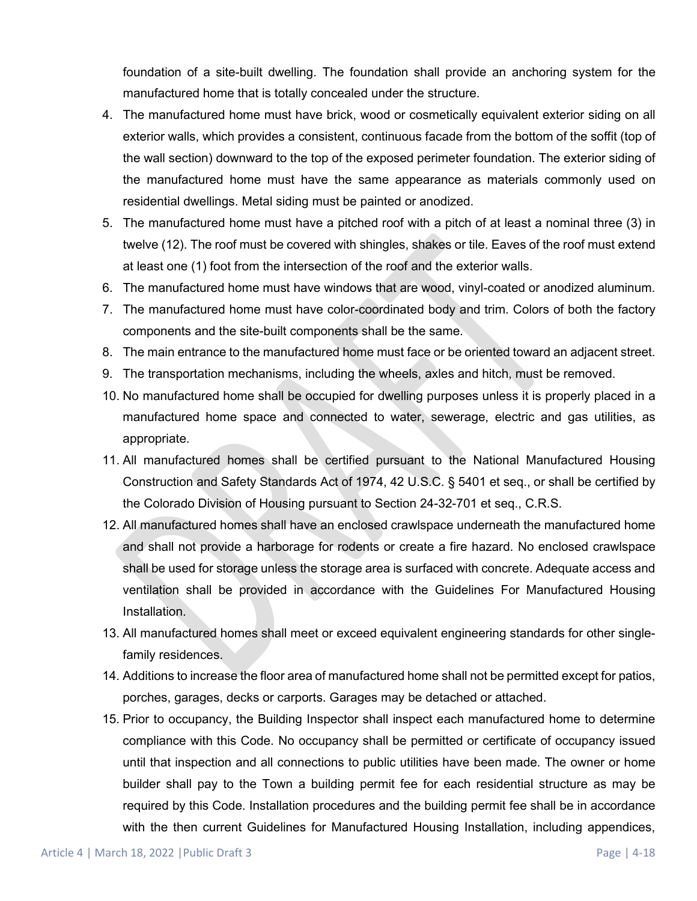foundation of a site-built dwelling. The foundation shall provide an anchoring system for the manufactured home that is totally concealed under the structure.

4. The manufactured home must have brick, wood or cosmetically equivalent exterior siding on all exterior walls, which provides a consistent, continuous facade from the bottom of the soffit (top of the wall section) downward to the top of the exposed perimeter foundation. The exterior siding of the manufactured home must have the same appearance as materials commonly used on residential dwellings. Metal siding must be painted or anodized.
5. The manufactured home must have a pitched roof with a pitch of at least a nominal three (3) in twelve (12). The roof must be covered with shingles, shakes or tile. Eaves of the roof must extend at least one (1) foot from the intersection of the roof and the exterior walls.
6. The manufactured home must have windows that are wood, vinyl-coated or anodized aluminum.
7. The manufactured home must have color-coordinated body and trim. Colors of both the factory components and the site-built components shall be the same.
8. The main entrance to the manufactured home must face or be oriented toward an adjacent street.
9. The transportation mechanisms, including the wheels, axles and hitch, must be removed.
10. No manufactured home shall be occupied for dwelling purposes unless it is properly placed in a manufactured home space and connected to water, sewerage, electric and gas utilities, as appropriate.
11. All manufactured homes shall be certified pursuant to the National Manufactured Housing Construction and Safety Standards Act of 1974, 42 U.S.C. § 5401 et seq., or shall be certified by the Colorado Division of Housing pursuant to Section 24-32-701 et seq., C.R.S.
12. All manufactured homes shall have an enclosed crawlspace underneath the manufactured home and shall not provide a harborage for rodents or create a fire hazard. No enclosed crawlspace shall be used for storage unless the storage area is surfaced with concrete. Adequate access and ventilation shall be provided in accordance with the Guidelines For Manufactured Housing Installation.
13. All manufactured homes shall meet or exceed equivalent engineering standards for other single-family residences.
14. Additions to increase the floor area of manufactured home shall not be permitted except for patios, porches, garages, decks or carports. Garages may be detached or attached.
15. Prior to occupancy, the Building Inspector shall inspect each manufactured home to determine compliance with this Code. No occupancy shall be permitted or certificate of occupancy issued until that inspection and all connections to public utilities have been made. The owner or home builder shall pay to the Town a building permit fee for each residential structure as may be required by this Code. Installation procedures and the building permit fee shall be in accordance with the then current Guidelines for Manufactured Housing Installation, including appendices,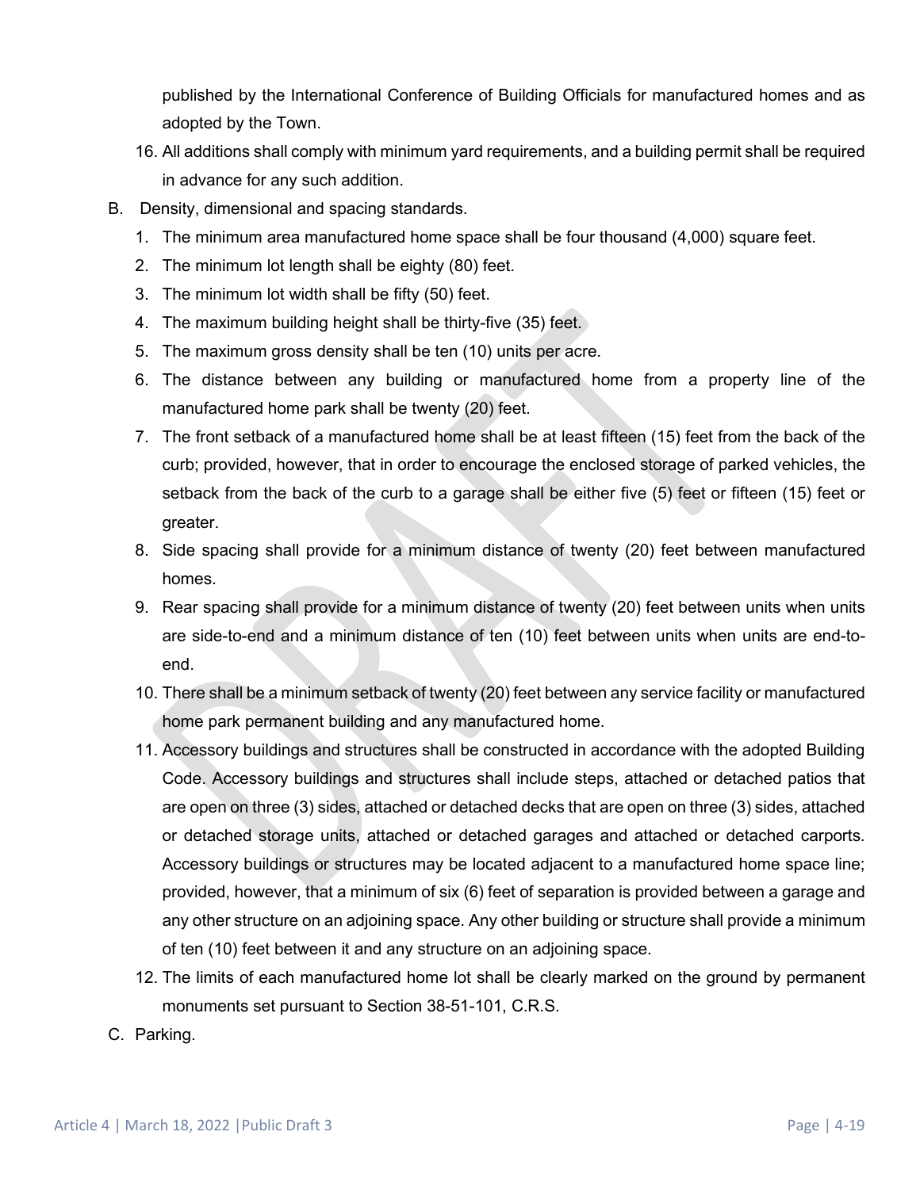published by the International Conference of Building Officials for manufactured homes and as adopted by the Town.

16. All additions shall comply with minimum yard requirements, and a building permit shall be required in advance for any such addition.

B. Density, dimensional and spacing standards.

   1. The minimum area manufactured home space shall be four thousand (4,000) square feet.
   2. The minimum lot length shall be eighty (80) feet.
   3. The minimum lot width shall be fifty (50) feet.
   4. The maximum building height shall be thirty-five (35) feet.
   5. The maximum gross density shall be ten (10) units per acre.
   6. The distance between any building or manufactured home from a property line of the manufactured home park shall be twenty (20) feet.
   7. The front setback of a manufactured home shall be at least fifteen (15) feet from the back of the curb; provided, however, that in order to encourage the enclosed storage of parked vehicles, the setback from the back of the curb to a garage shall be either five (5) feet or fifteen (15) feet or greater.
   8. Side spacing shall provide for a minimum distance of twenty (20) feet between manufactured homes.
   9. Rear spacing shall provide for a minimum distance of twenty (20) feet between units when units are side-to-end and a minimum distance of ten (10) feet between units when units are end-to-end.
   10. There shall be a minimum setback of twenty (20) feet between any service facility or manufactured home park permanent building and any manufactured home.
   11. Accessory buildings and structures shall be constructed in accordance with the adopted Building Code. Accessory buildings and structures shall include steps, attached or detached patios that are open on three (3) sides, attached or detached decks that are open on three (3) sides, attached or detached storage units, attached or detached garages and attached or detached carports. Accessory buildings or structures may be located adjacent to a manufactured home space line; provided, however, that a minimum of six (6) feet of separation is provided between a garage and any other structure on an adjoining space. Any other building or structure shall provide a minimum of ten (10) feet between it and any structure on an adjoining space.
   12. The limits of each manufactured home lot shall be clearly marked on the ground by permanent monuments set pursuant to Section 38-51-101, C.R.S.

C. Parking.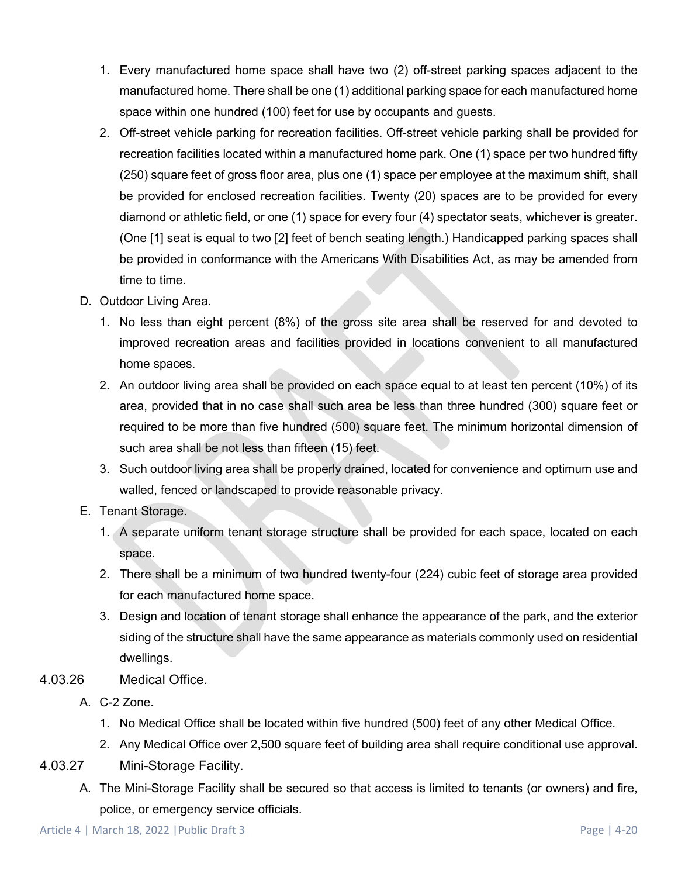1. Every manufactured home space shall have two (2) off-street parking spaces adjacent to the manufactured home. There shall be one (1) additional parking space for each manufactured home space within one hundred (100) feet for use by occupants and guests.
2. Off-street vehicle parking for recreation facilities. Off-street vehicle parking shall be provided for recreation facilities located within a manufactured home park. One (1) space per two hundred fifty (250) square feet of gross floor area, plus one (1) space per employee at the maximum shift, shall be provided for enclosed recreation facilities. Twenty (20) spaces are to be provided for every diamond or athletic field, or one (1) space for every four (4) spectator seats, whichever is greater. (One [1] seat is equal to two [2] feet of bench seating length.) Handicapped parking spaces shall be provided in conformance with the Americans With Disabilities Act, as may be amended from time to time.

D. Outdoor Living Area.

1. No less than eight percent (8%) of the gross site area shall be reserved for and devoted to improved recreation areas and facilities provided in locations convenient to all manufactured home spaces.
2. An outdoor living area shall be provided on each space equal to at least ten percent (10%) of its area, provided that in no case shall such area be less than three hundred (300) square feet or required to be more than five hundred (500) square feet. The minimum horizontal dimension of such area shall be not less than fifteen (15) feet.
3. Such outdoor living area shall be properly drained, located for convenience and optimum use and walled, fenced or landscaped to provide reasonable privacy.

E. Tenant Storage.

1. A separate uniform tenant storage structure shall be provided for each space, located on each space.
2. There shall be a minimum of two hundred twenty-four (224) cubic feet of storage area provided for each manufactured home space.
3. Design and location of tenant storage shall enhance the appearance of the park, and the exterior siding of the structure shall have the same appearance as materials commonly used on residential dwellings.

### 4.03.26 Medical Office.

A. C-2 Zone.

1. No Medical Office shall be located within five hundred (500) feet of any other Medical Office.
2. Any Medical Office over 2,500 square feet of building area shall require conditional use approval.

### 4.03.27 Mini-Storage Facility.

A. The Mini-Storage Facility shall be secured so that access is limited to tenants (or owners) and fire, police, or emergency service officials.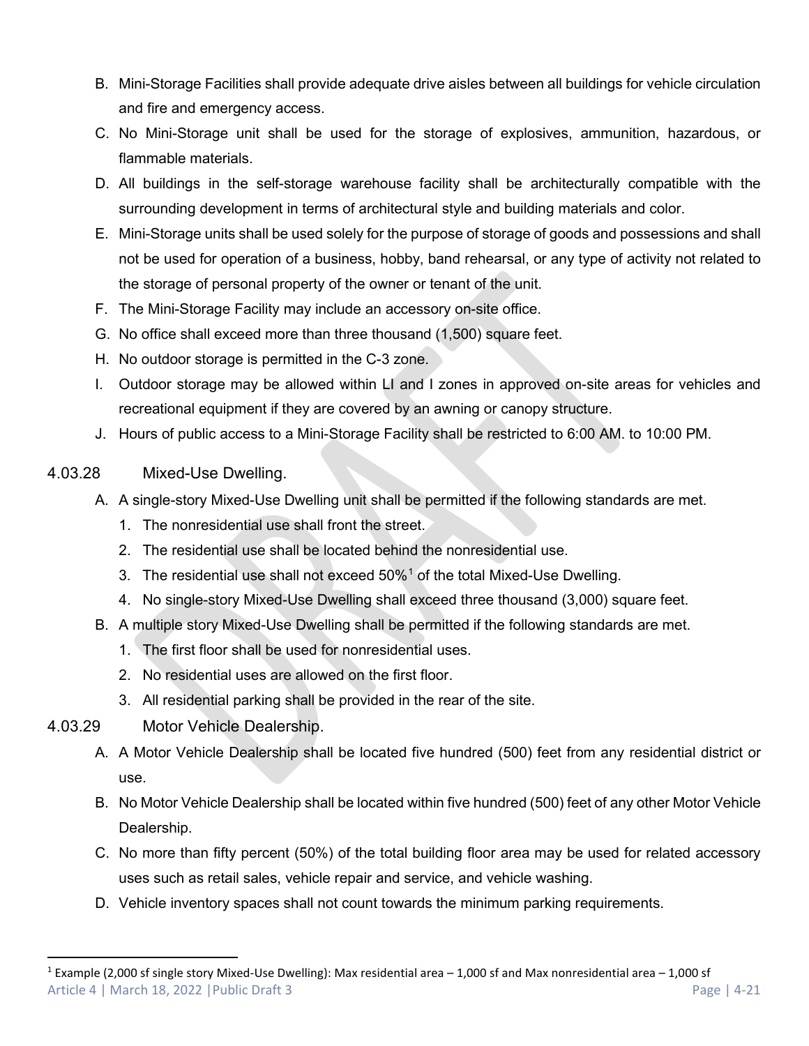B. Mini-Storage Facilities shall provide adequate drive aisles between all buildings for vehicle circulation and fire and emergency access.

C. No Mini-Storage unit shall be used for the storage of explosives, ammunition, hazardous, or flammable materials.

D. All buildings in the self-storage warehouse facility shall be architecturally compatible with the surrounding development in terms of architectural style and building materials and color.

E. Mini-Storage units shall be used solely for the purpose of storage of goods and possessions and shall not be used for operation of a business, hobby, band rehearsal, or any type of activity not related to the storage of personal property of the owner or tenant of the unit.

F. The Mini-Storage Facility may include an accessory on-site office.

G. No office shall exceed more than three thousand (1,500) square feet.

H. No outdoor storage is permitted in the C-3 zone.

I. Outdoor storage may be allowed within LI and I zones in approved on-site areas for vehicles and recreational equipment if they are covered by an awning or canopy structure.

J. Hours of public access to a Mini-Storage Facility shall be restricted to 6:00 AM. to 10:00 PM.

### 4.03.28 Mixed-Use Dwelling.

A. A single-story Mixed-Use Dwelling unit shall be permitted if the following standards are met.

1. The nonresidential use shall front the street.
2. The residential use shall be located behind the nonresidential use.
3. The residential use shall not exceed 50%[1] of the total Mixed-Use Dwelling.
4. No single-story Mixed-Use Dwelling shall exceed three thousand (3,000) square feet.

B. A multiple story Mixed-Use Dwelling shall be permitted if the following standards are met.

1. The first floor shall be used for nonresidential uses.
2. No residential uses are allowed on the first floor.
3. All residential parking shall be provided in the rear of the site.

### 4.03.29 Motor Vehicle Dealership.

A. A Motor Vehicle Dealership shall be located five hundred (500) feet from any residential district or use.

B. No Motor Vehicle Dealership shall be located within five hundred (500) feet of any other Motor Vehicle Dealership.

C. No more than fifty percent (50%) of the total building floor area may be used for related accessory uses such as retail sales, vehicle repair and service, and vehicle washing.

D. Vehicle inventory spaces shall not count towards the minimum parking requirements.

---

[1] Example (2,000 sf single story Mixed-Use Dwelling): Max residential area – 1,000 sf and Max nonresidential area – 1,000 sf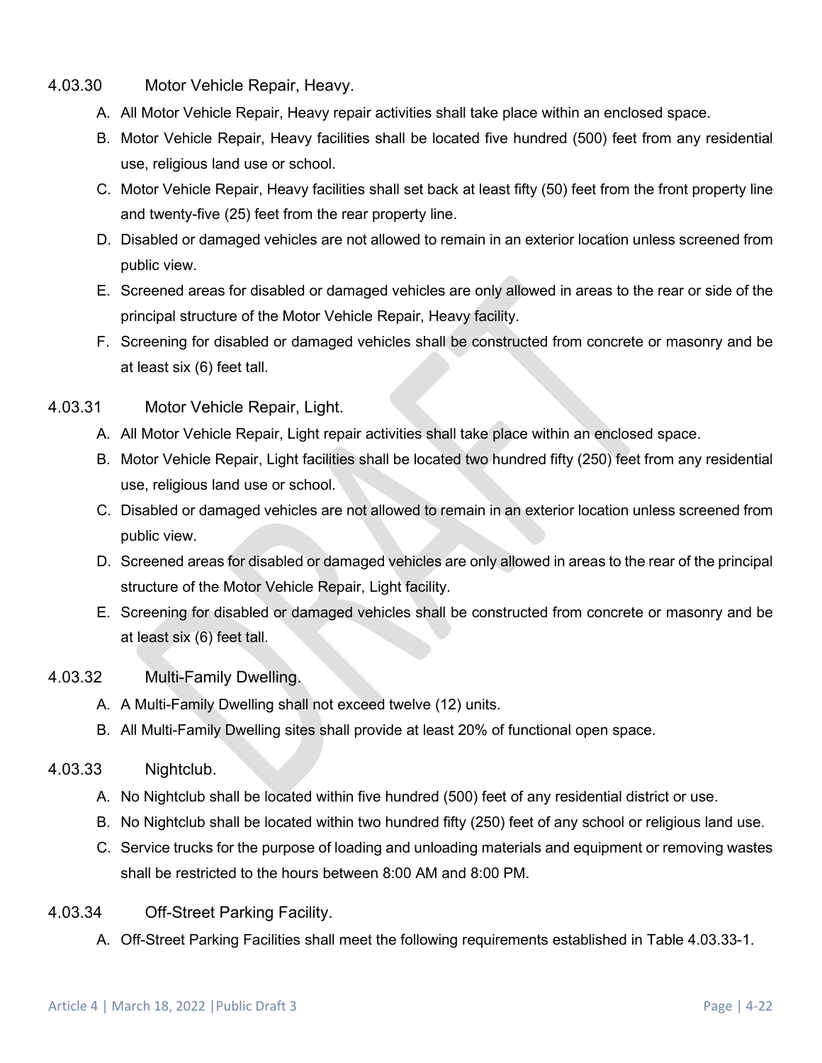### 4.03.30 Motor Vehicle Repair, Heavy.

A. All Motor Vehicle Repair, Heavy repair activities shall take place within an enclosed space.

B. Motor Vehicle Repair, Heavy facilities shall be located five hundred (500) feet from any residential use, religious land use or school.

C. Motor Vehicle Repair, Heavy facilities shall set back at least fifty (50) feet from the front property line and twenty-five (25) feet from the rear property line.

D. Disabled or damaged vehicles are not allowed to remain in an exterior location unless screened from public view.

E. Screened areas for disabled or damaged vehicles are only allowed in areas to the rear or side of the principal structure of the Motor Vehicle Repair, Heavy facility.

F. Screening for disabled or damaged vehicles shall be constructed from concrete or masonry and be at least six (6) feet tall.

### 4.03.31 Motor Vehicle Repair, Light.

A. All Motor Vehicle Repair, Light repair activities shall take place within an enclosed space.

B. Motor Vehicle Repair, Light facilities shall be located two hundred fifty (250) feet from any residential use, religious land use or school.

C. Disabled or damaged vehicles are not allowed to remain in an exterior location unless screened from public view.

D. Screened areas for disabled or damaged vehicles are only allowed in areas to the rear of the principal structure of the Motor Vehicle Repair, Light facility.

E. Screening for disabled or damaged vehicles shall be constructed from concrete or masonry and be at least six (6) feet tall.

### 4.03.32 Multi-Family Dwelling.

A. A Multi-Family Dwelling shall not exceed twelve (12) units.

B. All Multi-Family Dwelling sites shall provide at least 20% of functional open space.

### 4.03.33 Nightclub.

A. No Nightclub shall be located within five hundred (500) feet of any residential district or use.

B. No Nightclub shall be located within two hundred fifty (250) feet of any school or religious land use.

C. Service trucks for the purpose of loading and unloading materials and equipment or removing wastes shall be restricted to the hours between 8:00 AM and 8:00 PM.

### 4.03.34 Off-Street Parking Facility.

A. Off-Street Parking Facilities shall meet the following requirements established in Table 4.03.33-1.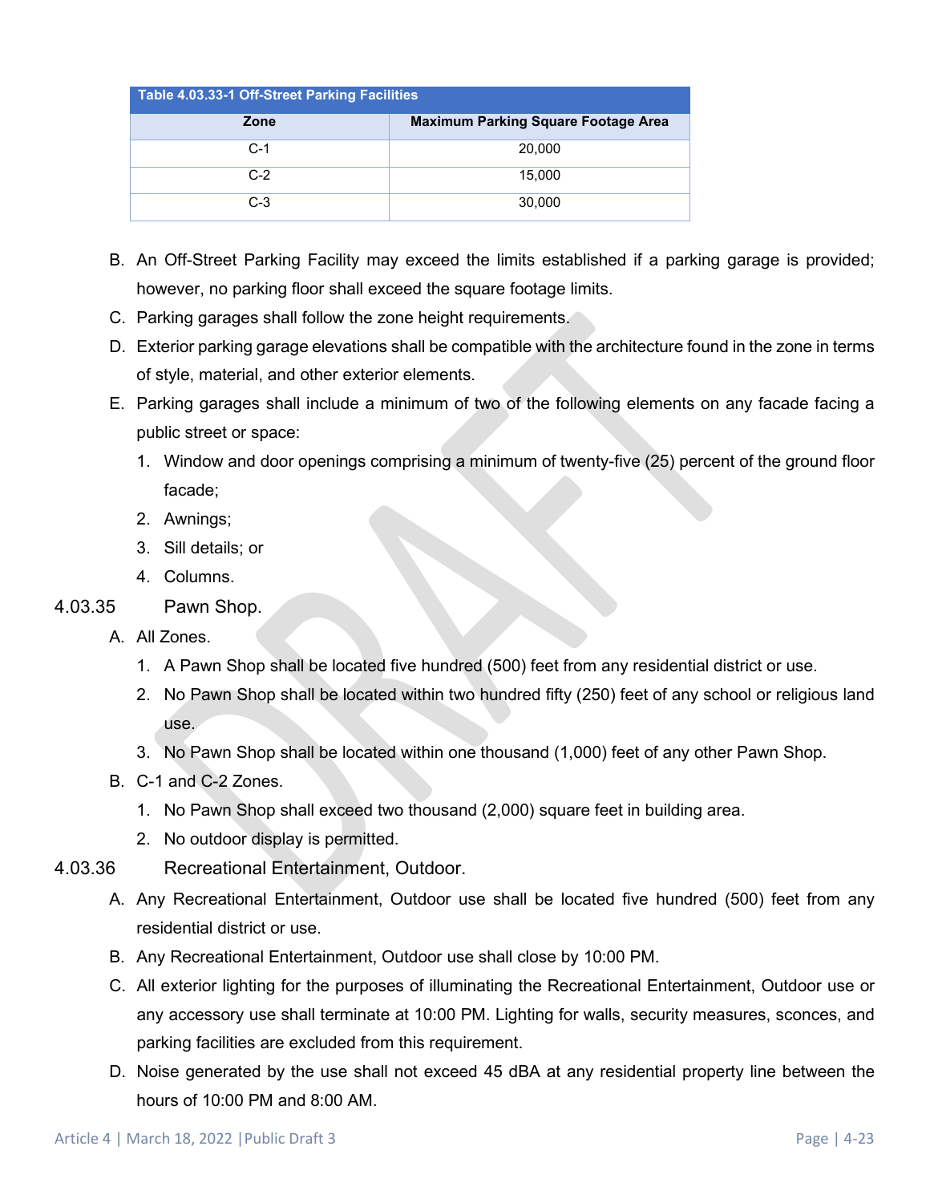| Table 4.03.33-1 Off-Street Parking Facilities | |
|---|---|
| **Zone** | **Maximum Parking Square Footage Area** |
| C-1 | 20,000 |
| C-2 | 15,000 |
| C-3 | 30,000 |

B. An Off-Street Parking Facility may exceed the limits established if a parking garage is provided; however, no parking floor shall exceed the square footage limits.

C. Parking garages shall follow the zone height requirements.

D. Exterior parking garage elevations shall be compatible with the architecture found in the zone in terms of style, material, and other exterior elements.

E. Parking garages shall include a minimum of two of the following elements on any facade facing a public street or space:

1. Window and door openings comprising a minimum of twenty-five (25) percent of the ground floor facade;
2. Awnings;
3. Sill details; or
4. Columns.

### 4.03.35 Pawn Shop.

A. All Zones.

1. A Pawn Shop shall be located five hundred (500) feet from any residential district or use.
2. No Pawn Shop shall be located within two hundred fifty (250) feet of any school or religious land use.
3. No Pawn Shop shall be located within one thousand (1,000) feet of any other Pawn Shop.

B. C-1 and C-2 Zones.

1. No Pawn Shop shall exceed two thousand (2,000) square feet in building area.
2. No outdoor display is permitted.

### 4.03.36 Recreational Entertainment, Outdoor.

A. Any Recreational Entertainment, Outdoor use shall be located five hundred (500) feet from any residential district or use.

B. Any Recreational Entertainment, Outdoor use shall close by 10:00 PM.

C. All exterior lighting for the purposes of illuminating the Recreational Entertainment, Outdoor use or any accessory use shall terminate at 10:00 PM. Lighting for walls, security measures, sconces, and parking facilities are excluded from this requirement.

D. Noise generated by the use shall not exceed 45 dBA at any residential property line between the hours of 10:00 PM and 8:00 AM.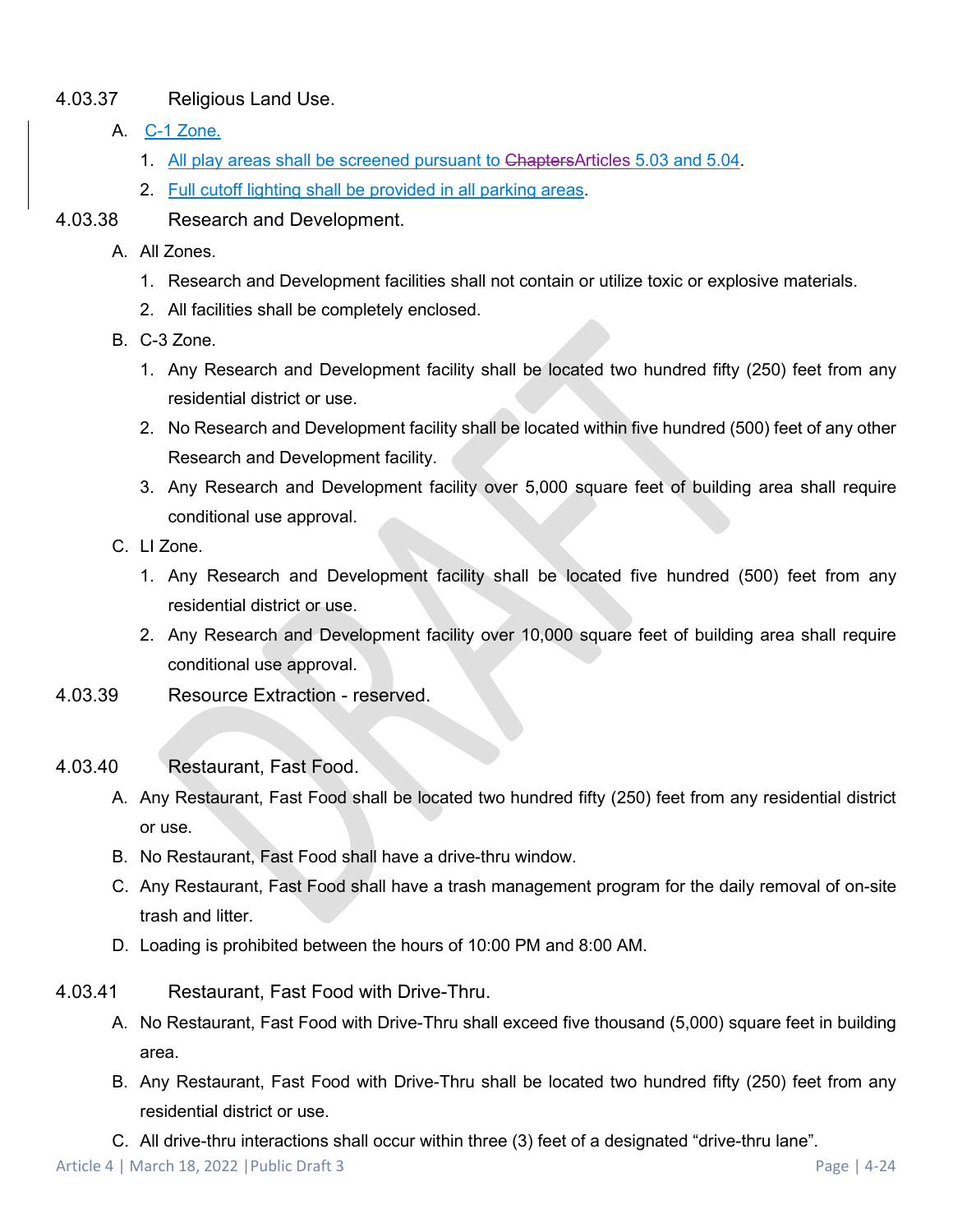### 4.03.37 Religious Land Use.

A. C-1 Zone.

1. All play areas shall be screened pursuant to ~~Chapters~~Articles 5.03 and 5.04.
2. Full cutoff lighting shall be provided in all parking areas.

### 4.03.38 Research and Development.

A. All Zones.

1. Research and Development facilities shall not contain or utilize toxic or explosive materials.
2. All facilities shall be completely enclosed.

B. C-3 Zone.

1. Any Research and Development facility shall be located two hundred fifty (250) feet from any residential district or use.
2. No Research and Development facility shall be located within five hundred (500) feet of any other Research and Development facility.
3. Any Research and Development facility over 5,000 square feet of building area shall require conditional use approval.

C. LI Zone.

1. Any Research and Development facility shall be located five hundred (500) feet from any residential district or use.
2. Any Research and Development facility over 10,000 square feet of building area shall require conditional use approval.

### 4.03.39 Resource Extraction - reserved.

### 4.03.40 Restaurant, Fast Food.

A. Any Restaurant, Fast Food shall be located two hundred fifty (250) feet from any residential district or use.

B. No Restaurant, Fast Food shall have a drive-thru window.

C. Any Restaurant, Fast Food shall have a trash management program for the daily removal of on-site trash and litter.

D. Loading is prohibited between the hours of 10:00 PM and 8:00 AM.

### 4.03.41 Restaurant, Fast Food with Drive-Thru.

A. No Restaurant, Fast Food with Drive-Thru shall exceed five thousand (5,000) square feet in building area.

B. Any Restaurant, Fast Food with Drive-Thru shall be located two hundred fifty (250) feet from any residential district or use.

C. All drive-thru interactions shall occur within three (3) feet of a designated "drive-thru lane".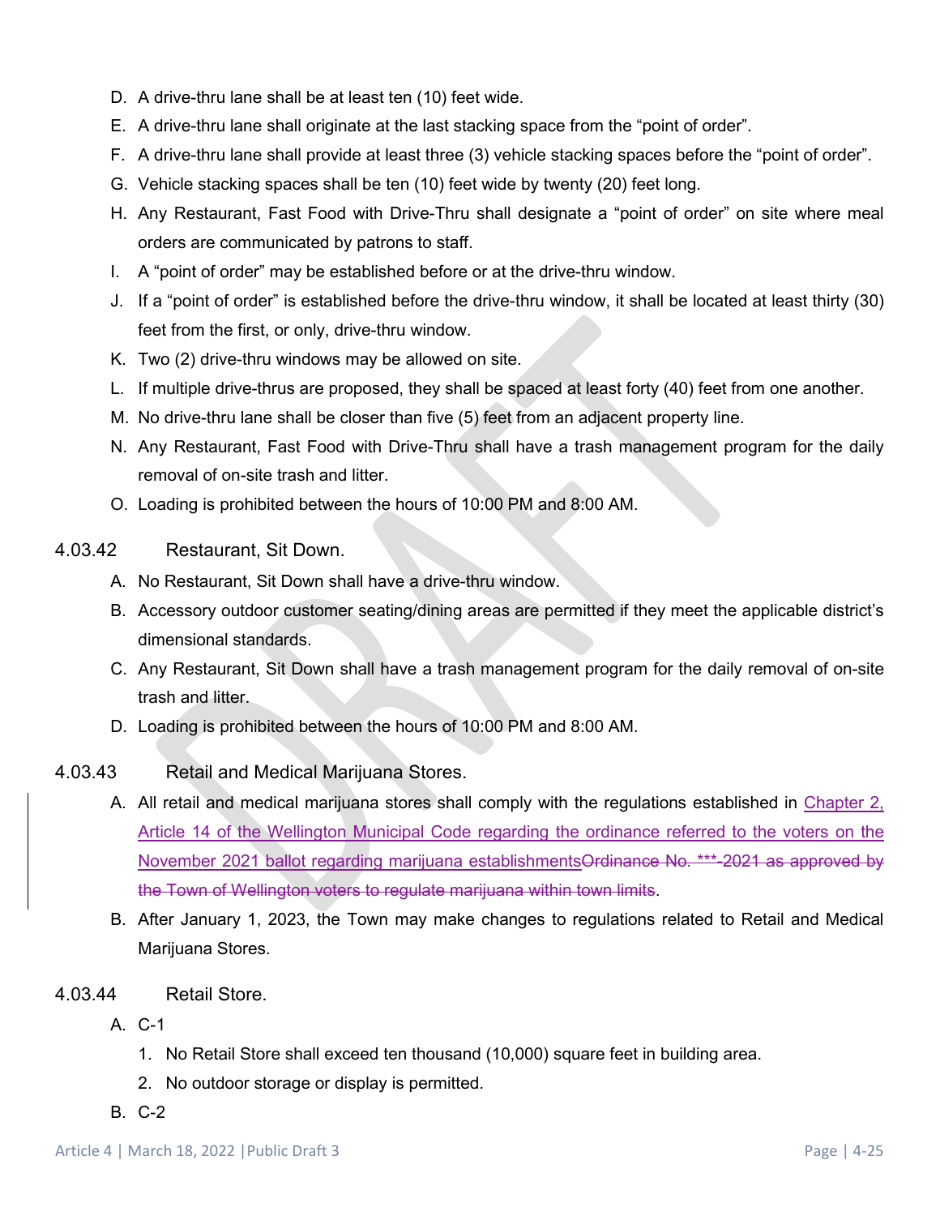D. A drive-thru lane shall be at least ten (10) feet wide.

E. A drive-thru lane shall originate at the last stacking space from the "point of order".

F. A drive-thru lane shall provide at least three (3) vehicle stacking spaces before the "point of order".

G. Vehicle stacking spaces shall be ten (10) feet wide by twenty (20) feet long.

H. Any Restaurant, Fast Food with Drive-Thru shall designate a "point of order" on site where meal orders are communicated by patrons to staff.

I. A "point of order" may be established before or at the drive-thru window.

J. If a "point of order" is established before the drive-thru window, it shall be located at least thirty (30) feet from the first, or only, drive-thru window.

K. Two (2) drive-thru windows may be allowed on site.

L. If multiple drive-thrus are proposed, they shall be spaced at least forty (40) feet from one another.

M. No drive-thru lane shall be closer than five (5) feet from an adjacent property line.

N. Any Restaurant, Fast Food with Drive-Thru shall have a trash management program for the daily removal of on-site trash and litter.

O. Loading is prohibited between the hours of 10:00 PM and 8:00 AM.

### 4.03.42 Restaurant, Sit Down.

A. No Restaurant, Sit Down shall have a drive-thru window.

B. Accessory outdoor customer seating/dining areas are permitted if they meet the applicable district's dimensional standards.

C. Any Restaurant, Sit Down shall have a trash management program for the daily removal of on-site trash and litter.

D. Loading is prohibited between the hours of 10:00 PM and 8:00 AM.

### 4.03.43 Retail and Medical Marijuana Stores.

A. All retail and medical marijuana stores shall comply with the regulations established in Chapter 2, Article 14 of the Wellington Municipal Code regarding the ordinance referred to the voters on the November 2021 ballot regarding marijuana establishments~~Ordinance No. \*\*\*-2021 as approved by the Town of Wellington voters to regulate marijuana within town limits~~.

B. After January 1, 2023, the Town may make changes to regulations related to Retail and Medical Marijuana Stores.

### 4.03.44 Retail Store.

A. C-1

1. No Retail Store shall exceed ten thousand (10,000) square feet in building area.
2. No outdoor storage or display is permitted.

B. C-2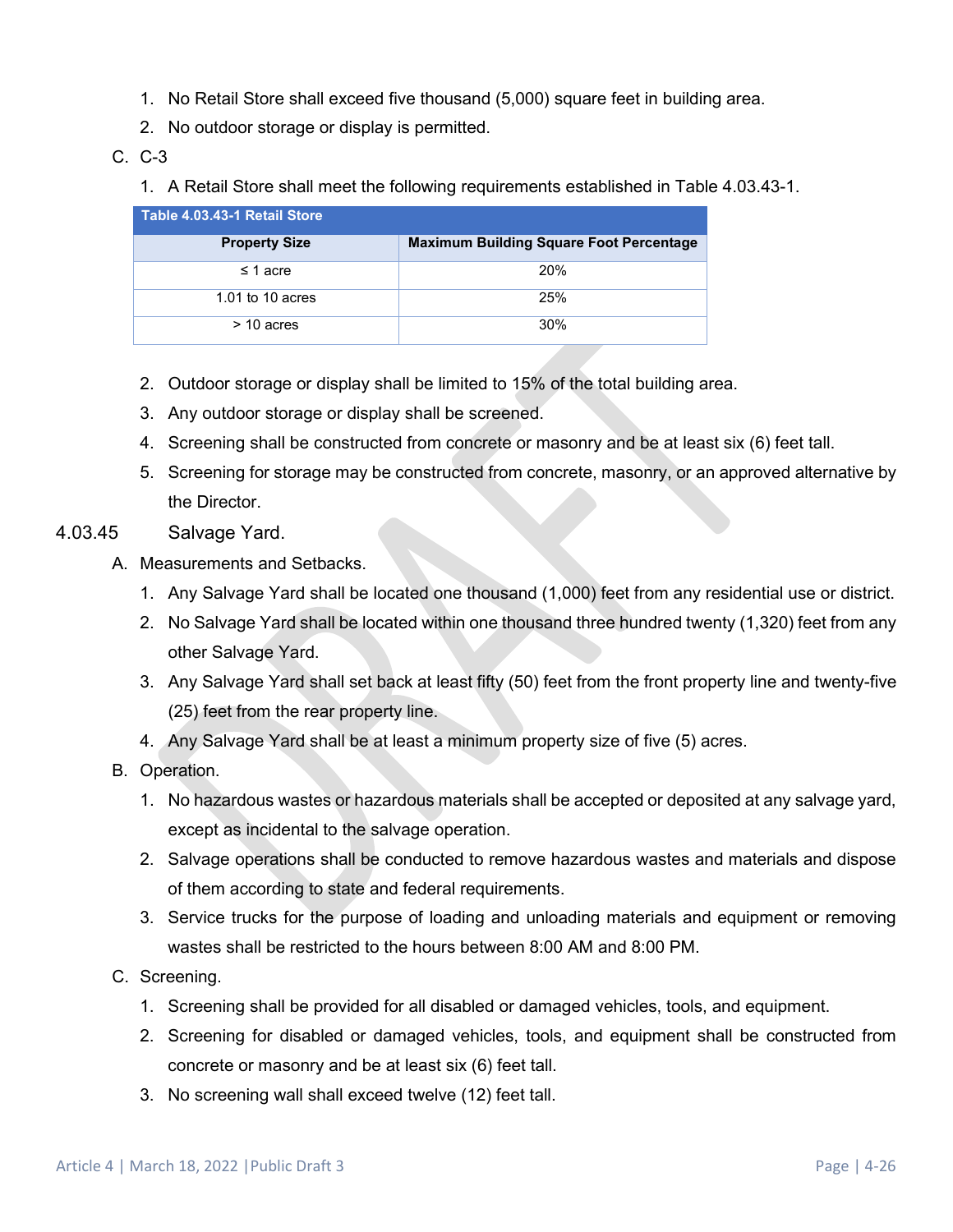1. No Retail Store shall exceed five thousand (5,000) square feet in building area.
2. No outdoor storage or display is permitted.

C. C-3

1. A Retail Store shall meet the following requirements established in Table 4.03.43-1.

**Table 4.03.43-1 Retail Store**

| Property Size | Maximum Building Square Foot Percentage |
|---|---|
| ≤ 1 acre | 20% |
| 1.01 to 10 acres | 25% |
| > 10 acres | 30% |

2. Outdoor storage or display shall be limited to 15% of the total building area.
3. Any outdoor storage or display shall be screened.
4. Screening shall be constructed from concrete or masonry and be at least six (6) feet tall.
5. Screening for storage may be constructed from concrete, masonry, or an approved alternative by the Director.

### 4.03.45 Salvage Yard.

A. Measurements and Setbacks.

1. Any Salvage Yard shall be located one thousand (1,000) feet from any residential use or district.
2. No Salvage Yard shall be located within one thousand three hundred twenty (1,320) feet from any other Salvage Yard.
3. Any Salvage Yard shall set back at least fifty (50) feet from the front property line and twenty-five (25) feet from the rear property line.
4. Any Salvage Yard shall be at least a minimum property size of five (5) acres.

B. Operation.

1. No hazardous wastes or hazardous materials shall be accepted or deposited at any salvage yard, except as incidental to the salvage operation.
2. Salvage operations shall be conducted to remove hazardous wastes and materials and dispose of them according to state and federal requirements.
3. Service trucks for the purpose of loading and unloading materials and equipment or removing wastes shall be restricted to the hours between 8:00 AM and 8:00 PM.

C. Screening.

1. Screening shall be provided for all disabled or damaged vehicles, tools, and equipment.
2. Screening for disabled or damaged vehicles, tools, and equipment shall be constructed from concrete or masonry and be at least six (6) feet tall.
3. No screening wall shall exceed twelve (12) feet tall.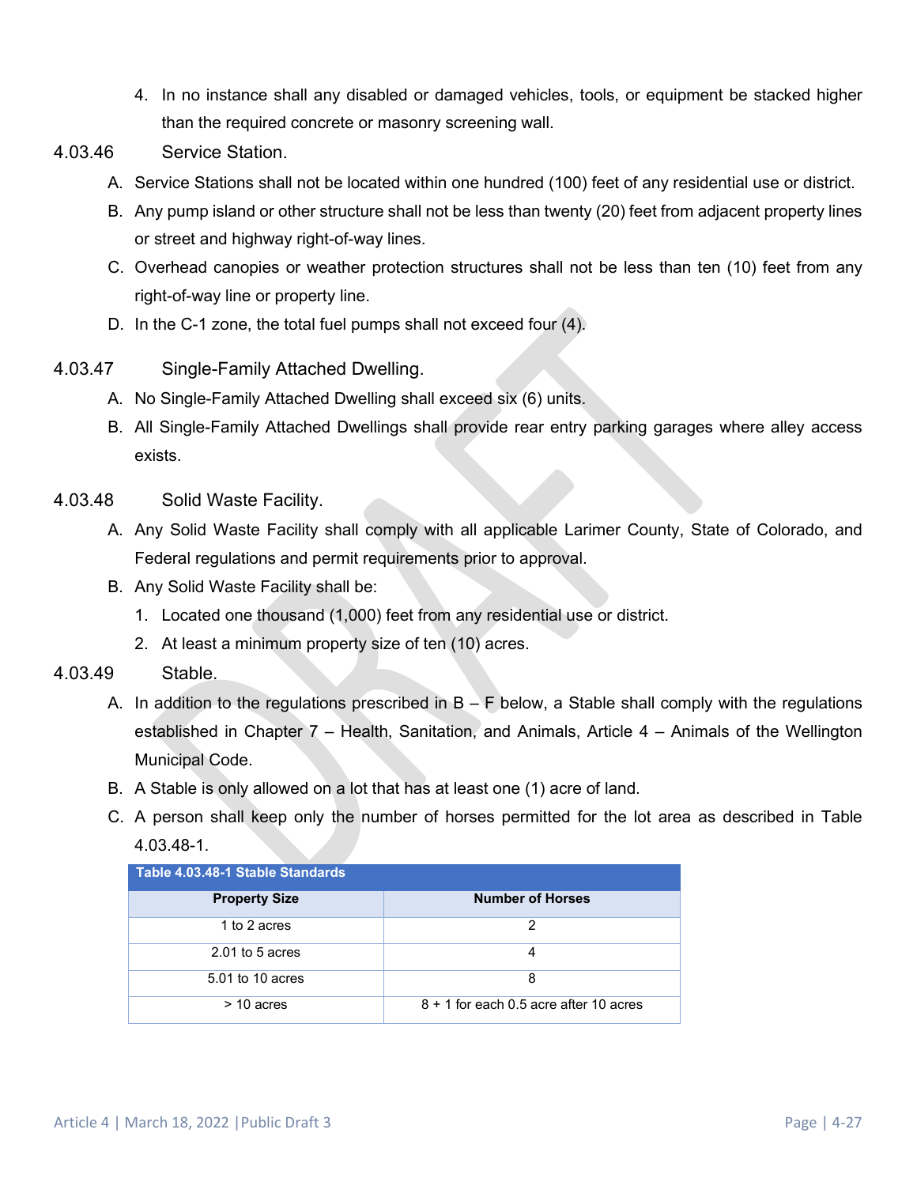4. In no instance shall any disabled or damaged vehicles, tools, or equipment be stacked higher than the required concrete or masonry screening wall.

### 4.03.46 Service Station.

A. Service Stations shall not be located within one hundred (100) feet of any residential use or district.

B. Any pump island or other structure shall not be less than twenty (20) feet from adjacent property lines or street and highway right-of-way lines.

C. Overhead canopies or weather protection structures shall not be less than ten (10) feet from any right-of-way line or property line.

D. In the C-1 zone, the total fuel pumps shall not exceed four (4).

### 4.03.47 Single-Family Attached Dwelling.

A. No Single-Family Attached Dwelling shall exceed six (6) units.

B. All Single-Family Attached Dwellings shall provide rear entry parking garages where alley access exists.

### 4.03.48 Solid Waste Facility.

A. Any Solid Waste Facility shall comply with all applicable Larimer County, State of Colorado, and Federal regulations and permit requirements prior to approval.

B. Any Solid Waste Facility shall be:

1. Located one thousand (1,000) feet from any residential use or district.
2. At least a minimum property size of ten (10) acres.

### 4.03.49 Stable.

A. In addition to the regulations prescribed in B – F below, a Stable shall comply with the regulations established in Chapter 7 – Health, Sanitation, and Animals, Article 4 – Animals of the Wellington Municipal Code.

B. A Stable is only allowed on a lot that has at least one (1) acre of land.

C. A person shall keep only the number of horses permitted for the lot area as described in Table 4.03.48-1.

**Table 4.03.48-1 Stable Standards**

| Property Size | Number of Horses |
|---|---|
| 1 to 2 acres | 2 |
| 2.01 to 5 acres | 4 |
| 5.01 to 10 acres | 8 |
| > 10 acres | 8 + 1 for each 0.5 acre after 10 acres |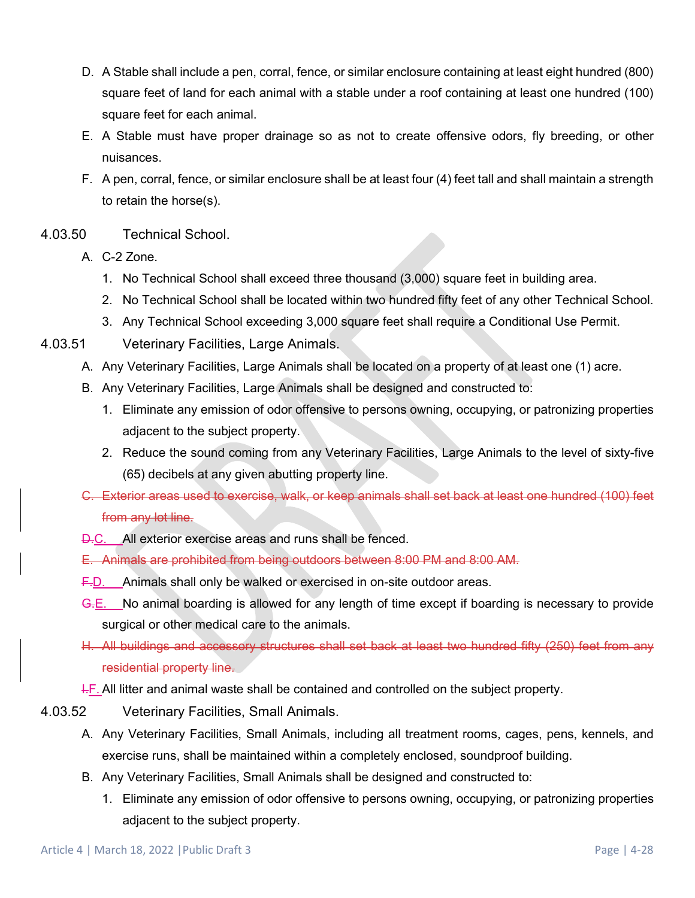D. A Stable shall include a pen, corral, fence, or similar enclosure containing at least eight hundred (800) square feet of land for each animal with a stable under a roof containing at least one hundred (100) square feet for each animal.

E. A Stable must have proper drainage so as not to create offensive odors, fly breeding, or other nuisances.

F. A pen, corral, fence, or similar enclosure shall be at least four (4) feet tall and shall maintain a strength to retain the horse(s).

4.03.50 Technical School.

A. C-2 Zone.

1. No Technical School shall exceed three thousand (3,000) square feet in building area.
2. No Technical School shall be located within two hundred fifty feet of any other Technical School.
3. Any Technical School exceeding 3,000 square feet shall require a Conditional Use Permit.

4.03.51 Veterinary Facilities, Large Animals.

A. Any Veterinary Facilities, Large Animals shall be located on a property of at least one (1) acre.

B. Any Veterinary Facilities, Large Animals shall be designed and constructed to:

1. Eliminate any emission of odor offensive to persons owning, occupying, or patronizing properties adjacent to the subject property.
2. Reduce the sound coming from any Veterinary Facilities, Large Animals to the level of sixty-five (65) decibels at any given abutting property line.

~~C. Exterior areas used to exercise, walk, or keep animals shall set back at least one hundred (100) feet from any lot line.~~

~~D.~~C. All exterior exercise areas and runs shall be fenced.

~~E. Animals are prohibited from being outdoors between 8:00 PM and 8:00 AM.~~

~~F.~~D. Animals shall only be walked or exercised in on-site outdoor areas.

~~G.~~E. No animal boarding is allowed for any length of time except if boarding is necessary to provide surgical or other medical care to the animals.

~~H. All buildings and accessory structures shall set back at least two hundred fifty (250) feet from any residential property line.~~

~~I.~~F. All litter and animal waste shall be contained and controlled on the subject property.

4.03.52 Veterinary Facilities, Small Animals.

A. Any Veterinary Facilities, Small Animals, including all treatment rooms, cages, pens, kennels, and exercise runs, shall be maintained within a completely enclosed, soundproof building.

B. Any Veterinary Facilities, Small Animals shall be designed and constructed to:

1. Eliminate any emission of odor offensive to persons owning, occupying, or patronizing properties adjacent to the subject property.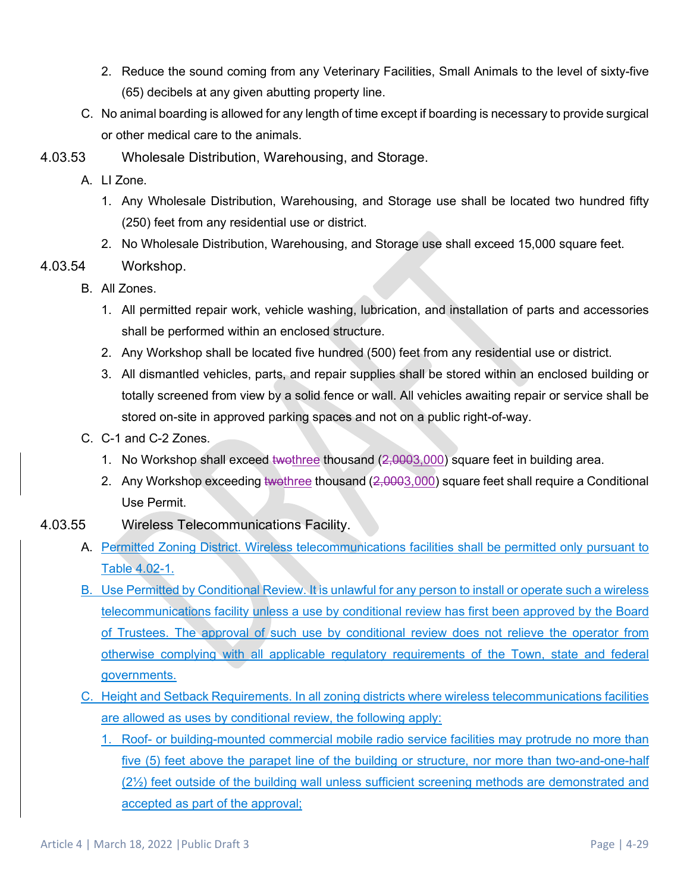2. Reduce the sound coming from any Veterinary Facilities, Small Animals to the level of sixty-five (65) decibels at any given abutting property line.

C. No animal boarding is allowed for any length of time except if boarding is necessary to provide surgical or other medical care to the animals.

4.03.53 Wholesale Distribution, Warehousing, and Storage.

A. LI Zone.

1. Any Wholesale Distribution, Warehousing, and Storage use shall be located two hundred fifty (250) feet from any residential use or district.
2. No Wholesale Distribution, Warehousing, and Storage use shall exceed 15,000 square feet.

4.03.54 Workshop.

B. All Zones.

1. All permitted repair work, vehicle washing, lubrication, and installation of parts and accessories shall be performed within an enclosed structure.
2. Any Workshop shall be located five hundred (500) feet from any residential use or district.
3. All dismantled vehicles, parts, and repair supplies shall be stored within an enclosed building or totally screened from view by a solid fence or wall. All vehicles awaiting repair or service shall be stored on-site in approved parking spaces and not on a public right-of-way.

C. C-1 and C-2 Zones.

1. No Workshop shall exceed ~~two~~three thousand (~~2,000~~3,000) square feet in building area.
2. Any Workshop exceeding ~~two~~three thousand (~~2,000~~3,000) square feet shall require a Conditional Use Permit.

4.03.55 Wireless Telecommunications Facility.

A. Permitted Zoning District. Wireless telecommunications facilities shall be permitted only pursuant to Table 4.02-1.

B. Use Permitted by Conditional Review. It is unlawful for any person to install or operate such a wireless telecommunications facility unless a use by conditional review has first been approved by the Board of Trustees. The approval of such use by conditional review does not relieve the operator from otherwise complying with all applicable regulatory requirements of the Town, state and federal governments.

C. Height and Setback Requirements. In all zoning districts where wireless telecommunications facilities are allowed as uses by conditional review, the following apply:

1. Roof- or building-mounted commercial mobile radio service facilities may protrude no more than five (5) feet above the parapet line of the building or structure, nor more than two-and-one-half (2½) feet outside of the building wall unless sufficient screening methods are demonstrated and accepted as part of the approval;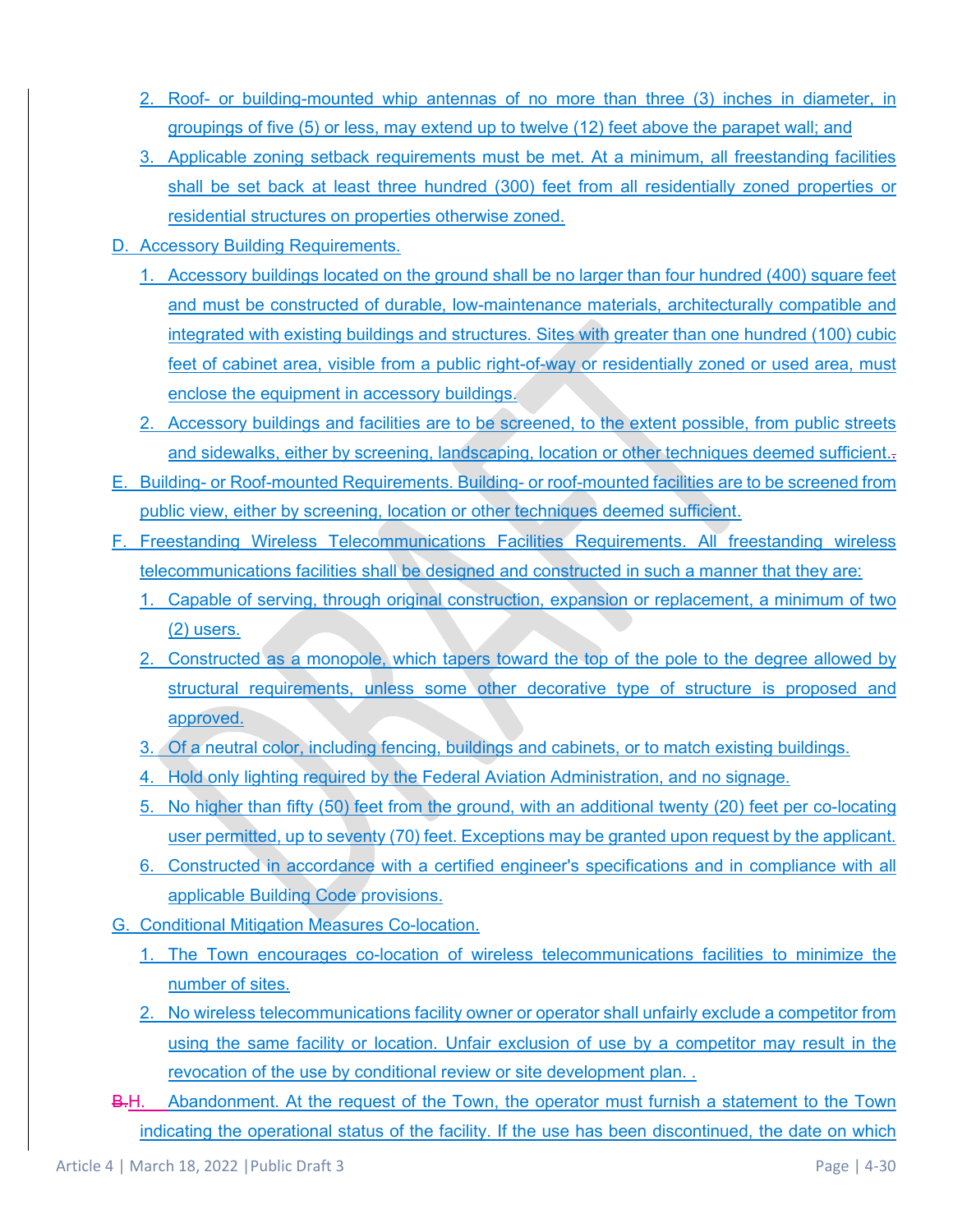2. Roof- or building-mounted whip antennas of no more than three (3) inches in diameter, in groupings of five (5) or less, may extend up to twelve (12) feet above the parapet wall; and
3. Applicable zoning setback requirements must be met. At a minimum, all freestanding facilities shall be set back at least three hundred (300) feet from all residentially zoned properties or residential structures on properties otherwise zoned.

D. Accessory Building Requirements.

1. Accessory buildings located on the ground shall be no larger than four hundred (400) square feet and must be constructed of durable, low-maintenance materials, architecturally compatible and integrated with existing buildings and structures. Sites with greater than one hundred (100) cubic feet of cabinet area, visible from a public right-of-way or residentially zoned or used area, must enclose the equipment in accessory buildings.
2. Accessory buildings and facilities are to be screened, to the extent possible, from public streets and sidewalks, either by screening, landscaping, location or other techniques deemed sufficient.

E. Building- or Roof-mounted Requirements. Building- or roof-mounted facilities are to be screened from public view, either by screening, location or other techniques deemed sufficient.

F. Freestanding Wireless Telecommunications Facilities Requirements. All freestanding wireless telecommunications facilities shall be designed and constructed in such a manner that they are:

1. Capable of serving, through original construction, expansion or replacement, a minimum of two (2) users.
2. Constructed as a monopole, which tapers toward the top of the pole to the degree allowed by structural requirements, unless some other decorative type of structure is proposed and approved.
3. Of a neutral color, including fencing, buildings and cabinets, or to match existing buildings.
4. Hold only lighting required by the Federal Aviation Administration, and no signage.
5. No higher than fifty (50) feet from the ground, with an additional twenty (20) feet per co-locating user permitted, up to seventy (70) feet. Exceptions may be granted upon request by the applicant.
6. Constructed in accordance with a certified engineer's specifications and in compliance with all applicable Building Code provisions.

G. Conditional Mitigation Measures Co-location.

1. The Town encourages co-location of wireless telecommunications facilities to minimize the number of sites.
2. No wireless telecommunications facility owner or operator shall unfairly exclude a competitor from using the same facility or location. Unfair exclusion of use by a competitor may result in the revocation of the use by conditional review or site development plan. .

~~B.~~H. Abandonment. At the request of the Town, the operator must furnish a statement to the Town indicating the operational status of the facility. If the use has been discontinued, the date on which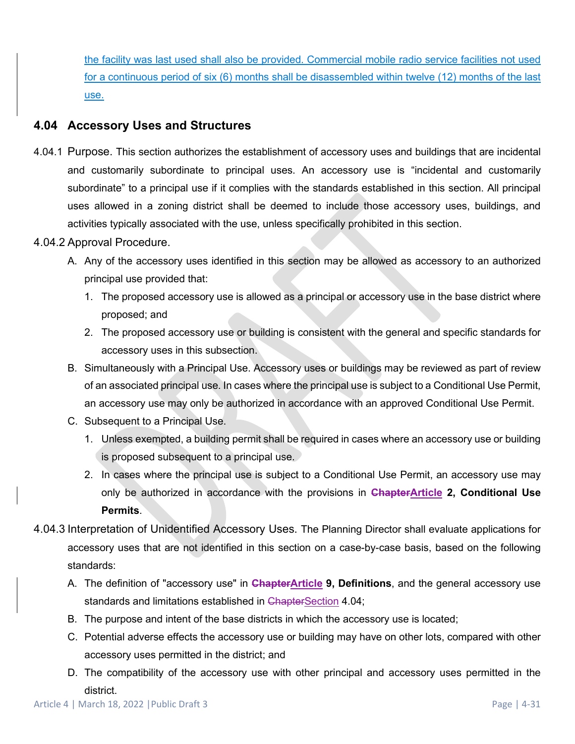the facility was last used shall also be provided. Commercial mobile radio service facilities not used for a continuous period of six (6) months shall be disassembled within twelve (12) months of the last use.

## 4.04 Accessory Uses and Structures

4.04.1 Purpose. This section authorizes the establishment of accessory uses and buildings that are incidental and customarily subordinate to principal uses. An accessory use is "incidental and customarily subordinate" to a principal use if it complies with the standards established in this section. All principal uses allowed in a zoning district shall be deemed to include those accessory uses, buildings, and activities typically associated with the use, unless specifically prohibited in this section.

4.04.2 Approval Procedure.

A. Any of the accessory uses identified in this section may be allowed as accessory to an authorized principal use provided that:

1. The proposed accessory use is allowed as a principal or accessory use in the base district where proposed; and
2. The proposed accessory use or building is consistent with the general and specific standards for accessory uses in this subsection.

B. Simultaneously with a Principal Use. Accessory uses or buildings may be reviewed as part of review of an associated principal use. In cases where the principal use is subject to a Conditional Use Permit, an accessory use may only be authorized in accordance with an approved Conditional Use Permit.

C. Subsequent to a Principal Use.

1. Unless exempted, a building permit shall be required in cases where an accessory use or building is proposed subsequent to a principal use.
2. In cases where the principal use is subject to a Conditional Use Permit, an accessory use may only be authorized in accordance with the provisions in ~~Chapter~~**Article 2, Conditional Use Permits**.

4.04.3 Interpretation of Unidentified Accessory Uses. The Planning Director shall evaluate applications for accessory uses that are not identified in this section on a case-by-case basis, based on the following standards:

A. The definition of "accessory use" in ~~Chapter~~**Article 9, Definitions**, and the general accessory use standards and limitations established in ~~Chapter~~Section 4.04;

B. The purpose and intent of the base districts in which the accessory use is located;

C. Potential adverse effects the accessory use or building may have on other lots, compared with other accessory uses permitted in the district; and

D. The compatibility of the accessory use with other principal and accessory uses permitted in the district.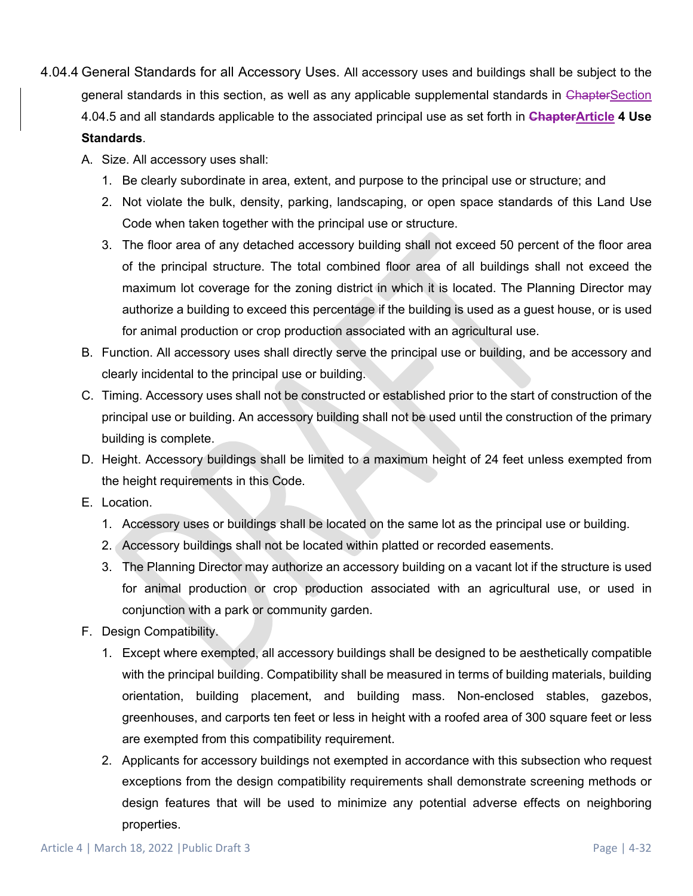4.04.4 General Standards for all Accessory Uses. All accessory uses and buildings shall be subject to the general standards in this section, as well as any applicable supplemental standards in ~~Chapter~~Section 4.04.5 and all standards applicable to the associated principal use as set forth in ~~**Chapter**~~**Article 4 Use Standards**.

A. Size. All accessory uses shall:

1. Be clearly subordinate in area, extent, and purpose to the principal use or structure; and
2. Not violate the bulk, density, parking, landscaping, or open space standards of this Land Use Code when taken together with the principal use or structure.
3. The floor area of any detached accessory building shall not exceed 50 percent of the floor area of the principal structure. The total combined floor area of all buildings shall not exceed the maximum lot coverage for the zoning district in which it is located. The Planning Director may authorize a building to exceed this percentage if the building is used as a guest house, or is used for animal production or crop production associated with an agricultural use.

B. Function. All accessory uses shall directly serve the principal use or building, and be accessory and clearly incidental to the principal use or building.

C. Timing. Accessory uses shall not be constructed or established prior to the start of construction of the principal use or building. An accessory building shall not be used until the construction of the primary building is complete.

D. Height. Accessory buildings shall be limited to a maximum height of 24 feet unless exempted from the height requirements in this Code.

E. Location.

1. Accessory uses or buildings shall be located on the same lot as the principal use or building.
2. Accessory buildings shall not be located within platted or recorded easements.
3. The Planning Director may authorize an accessory building on a vacant lot if the structure is used for animal production or crop production associated with an agricultural use, or used in conjunction with a park or community garden.

F. Design Compatibility.

1. Except where exempted, all accessory buildings shall be designed to be aesthetically compatible with the principal building. Compatibility shall be measured in terms of building materials, building orientation, building placement, and building mass. Non-enclosed stables, gazebos, greenhouses, and carports ten feet or less in height with a roofed area of 300 square feet or less are exempted from this compatibility requirement.
2. Applicants for accessory buildings not exempted in accordance with this subsection who request exceptions from the design compatibility requirements shall demonstrate screening methods or design features that will be used to minimize any potential adverse effects on neighboring properties.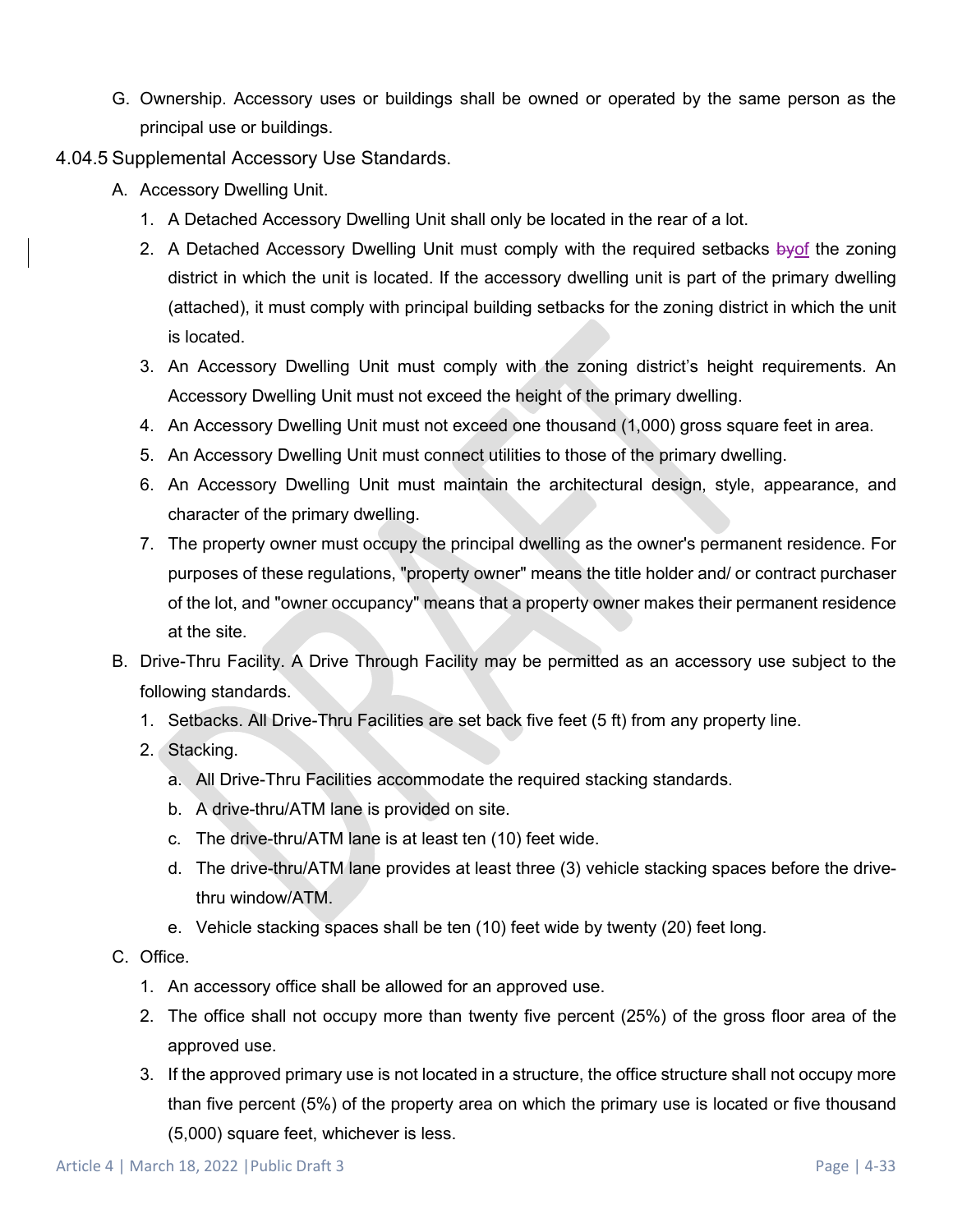G. Ownership. Accessory uses or buildings shall be owned or operated by the same person as the principal use or buildings.

4.04.5 Supplemental Accessory Use Standards.

A. Accessory Dwelling Unit.

1. A Detached Accessory Dwelling Unit shall only be located in the rear of a lot.
2. A Detached Accessory Dwelling Unit must comply with the required setbacks ~~by~~of the zoning district in which the unit is located. If the accessory dwelling unit is part of the primary dwelling (attached), it must comply with principal building setbacks for the zoning district in which the unit is located.
3. An Accessory Dwelling Unit must comply with the zoning district's height requirements. An Accessory Dwelling Unit must not exceed the height of the primary dwelling.
4. An Accessory Dwelling Unit must not exceed one thousand (1,000) gross square feet in area.
5. An Accessory Dwelling Unit must connect utilities to those of the primary dwelling.
6. An Accessory Dwelling Unit must maintain the architectural design, style, appearance, and character of the primary dwelling.
7. The property owner must occupy the principal dwelling as the owner's permanent residence. For purposes of these regulations, "property owner" means the title holder and/ or contract purchaser of the lot, and "owner occupancy" means that a property owner makes their permanent residence at the site.

B. Drive-Thru Facility. A Drive Through Facility may be permitted as an accessory use subject to the following standards.

1. Setbacks. All Drive-Thru Facilities are set back five feet (5 ft) from any property line.
2. Stacking.
   a. All Drive-Thru Facilities accommodate the required stacking standards.
   b. A drive-thru/ATM lane is provided on site.
   c. The drive-thru/ATM lane is at least ten (10) feet wide.
   d. The drive-thru/ATM lane provides at least three (3) vehicle stacking spaces before the drive-thru window/ATM.
   e. Vehicle stacking spaces shall be ten (10) feet wide by twenty (20) feet long.

C. Office.

1. An accessory office shall be allowed for an approved use.
2. The office shall not occupy more than twenty five percent (25%) of the gross floor area of the approved use.
3. If the approved primary use is not located in a structure, the office structure shall not occupy more than five percent (5%) of the property area on which the primary use is located or five thousand (5,000) square feet, whichever is less.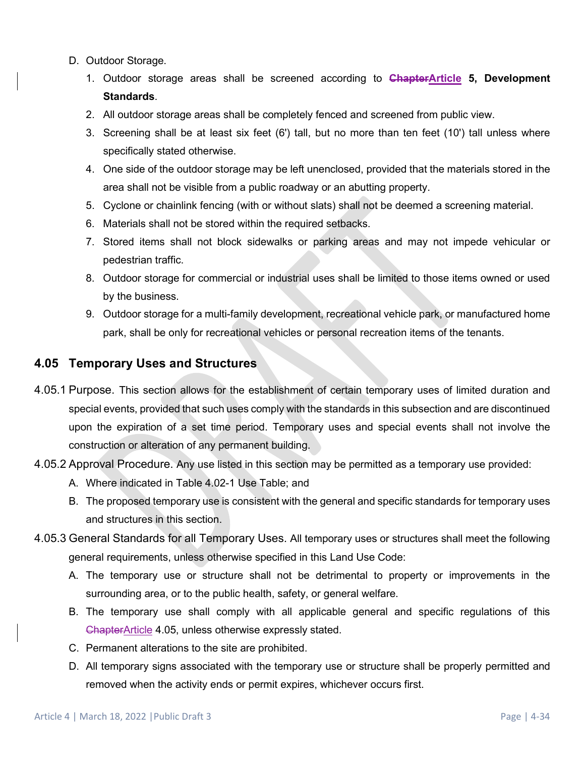D. Outdoor Storage.

1. Outdoor storage areas shall be screened according to ~~Chapter~~Article **5, Development Standards**.
2. All outdoor storage areas shall be completely fenced and screened from public view.
3. Screening shall be at least six feet (6') tall, but no more than ten feet (10') tall unless where specifically stated otherwise.
4. One side of the outdoor storage may be left unenclosed, provided that the materials stored in the area shall not be visible from a public roadway or an abutting property.
5. Cyclone or chainlink fencing (with or without slats) shall not be deemed a screening material.
6. Materials shall not be stored within the required setbacks.
7. Stored items shall not block sidewalks or parking areas and may not impede vehicular or pedestrian traffic.
8. Outdoor storage for commercial or industrial uses shall be limited to those items owned or used by the business.
9. Outdoor storage for a multi-family development, recreational vehicle park, or manufactured home park, shall be only for recreational vehicles or personal recreation items of the tenants.

## 4.05 Temporary Uses and Structures

4.05.1 Purpose. This section allows for the establishment of certain temporary uses of limited duration and special events, provided that such uses comply with the standards in this subsection and are discontinued upon the expiration of a set time period. Temporary uses and special events shall not involve the construction or alteration of any permanent building.

4.05.2 Approval Procedure. Any use listed in this section may be permitted as a temporary use provided:

A. Where indicated in Table 4.02-1 Use Table; and
B. The proposed temporary use is consistent with the general and specific standards for temporary uses and structures in this section.

4.05.3 General Standards for all Temporary Uses. All temporary uses or structures shall meet the following general requirements, unless otherwise specified in this Land Use Code:

A. The temporary use or structure shall not be detrimental to property or improvements in the surrounding area, or to the public health, safety, or general welfare.
B. The temporary use shall comply with all applicable general and specific regulations of this ~~Chapter~~Article 4.05, unless otherwise expressly stated.
C. Permanent alterations to the site are prohibited.
D. All temporary signs associated with the temporary use or structure shall be properly permitted and removed when the activity ends or permit expires, whichever occurs first.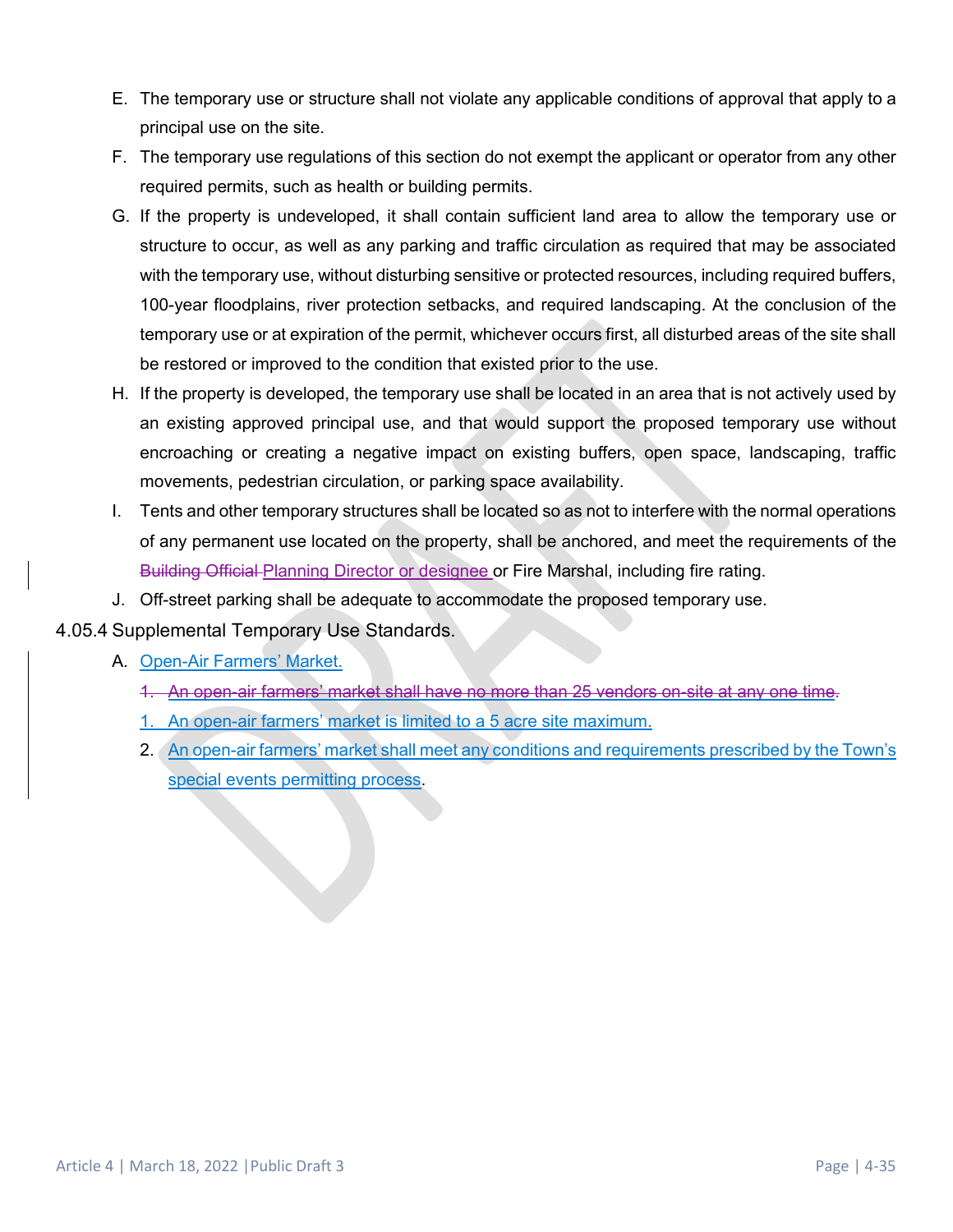E. The temporary use or structure shall not violate any applicable conditions of approval that apply to a principal use on the site.

F. The temporary use regulations of this section do not exempt the applicant or operator from any other required permits, such as health or building permits.

G. If the property is undeveloped, it shall contain sufficient land area to allow the temporary use or structure to occur, as well as any parking and traffic circulation as required that may be associated with the temporary use, without disturbing sensitive or protected resources, including required buffers, 100-year floodplains, river protection setbacks, and required landscaping. At the conclusion of the temporary use or at expiration of the permit, whichever occurs first, all disturbed areas of the site shall be restored or improved to the condition that existed prior to the use.

H. If the property is developed, the temporary use shall be located in an area that is not actively used by an existing approved principal use, and that would support the proposed temporary use without encroaching or creating a negative impact on existing buffers, open space, landscaping, traffic movements, pedestrian circulation, or parking space availability.

I. Tents and other temporary structures shall be located so as not to interfere with the normal operations of any permanent use located on the property, shall be anchored, and meet the requirements of the ~~Building Official~~ Planning Director or designee or Fire Marshal, including fire rating.

J. Off-street parking shall be adequate to accommodate the proposed temporary use.

4.05.4 Supplemental Temporary Use Standards.

A. Open-Air Farmers' Market.

~~1. An open-air farmers' market shall have no more than 25 vendors on-site at any one time.~~

1. An open-air farmers' market is limited to a 5 acre site maximum.

2. An open-air farmers' market shall meet any conditions and requirements prescribed by the Town's special events permitting process.